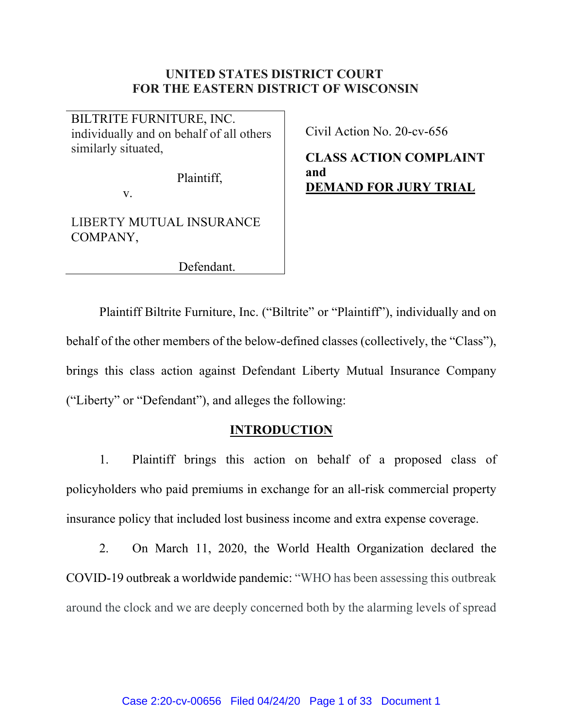# UNITED STATES DISTRICT COURT
# FOR THE EASTERN DISTRICT OF WISCONSIN

| | |
|---|---|
| BILTRITE FURNITURE, INC. individually and on behalf of all others similarly situated,<br><br>Plaintiff,<br><br>v.<br><br>LIBERTY MUTUAL INSURANCE COMPANY,<br><br>Defendant. | Civil Action No. 20-cv-656<br><br>**CLASS ACTION COMPLAINT and**<br>**DEMAND FOR JURY TRIAL** |

Plaintiff Biltrite Furniture, Inc. ("Biltrite" or "Plaintiff"), individually and on behalf of the other members of the below-defined classes (collectively, the "Class"), brings this class action against Defendant Liberty Mutual Insurance Company ("Liberty" or "Defendant"), and alleges the following:

## INTRODUCTION

1. Plaintiff brings this action on behalf of a proposed class of policyholders who paid premiums in exchange for an all-risk commercial property insurance policy that included lost business income and extra expense coverage.

2. On March 11, 2020, the World Health Organization declared the COVID-19 outbreak a worldwide pandemic: "WHO has been assessing this outbreak around the clock and we are deeply concerned both by the alarming levels of spread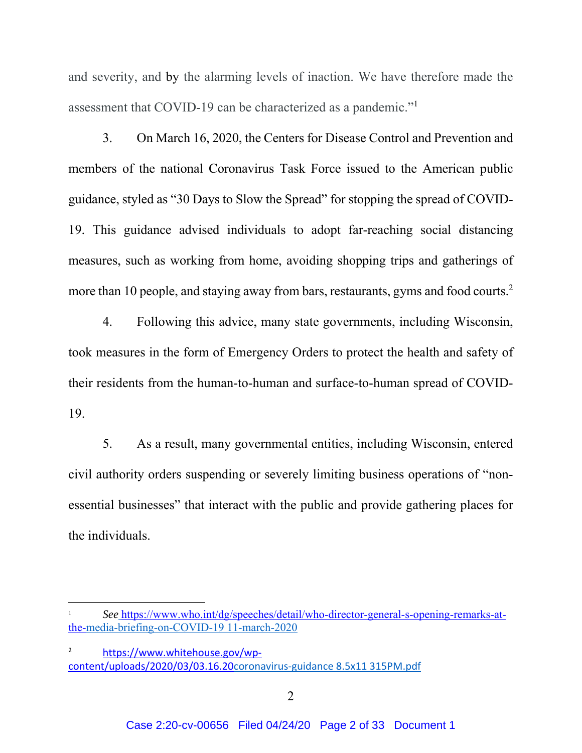and severity, and by the alarming levels of inaction. We have therefore made the assessment that COVID-19 can be characterized as a pandemic."[1]

3. On March 16, 2020, the Centers for Disease Control and Prevention and members of the national Coronavirus Task Force issued to the American public guidance, styled as "30 Days to Slow the Spread" for stopping the spread of COVID-19. This guidance advised individuals to adopt far-reaching social distancing measures, such as working from home, avoiding shopping trips and gatherings of more than 10 people, and staying away from bars, restaurants, gyms and food courts.[2]

4. Following this advice, many state governments, including Wisconsin, took measures in the form of Emergency Orders to protect the health and safety of their residents from the human-to-human and surface-to-human spread of COVID-19.

5. As a result, many governmental entities, including Wisconsin, entered civil authority orders suspending or severely limiting business operations of "non-essential businesses" that interact with the public and provide gathering places for the individuals.

---

[1] *See* https://www.who.int/dg/speeches/detail/who-director-general-s-opening-remarks-at-the-media-briefing-on-COVID-19 11-march-2020

[2] https://www.whitehouse.gov/wp-content/uploads/2020/03/03.16.20coronavirus-guidance 8.5x11 315PM.pdf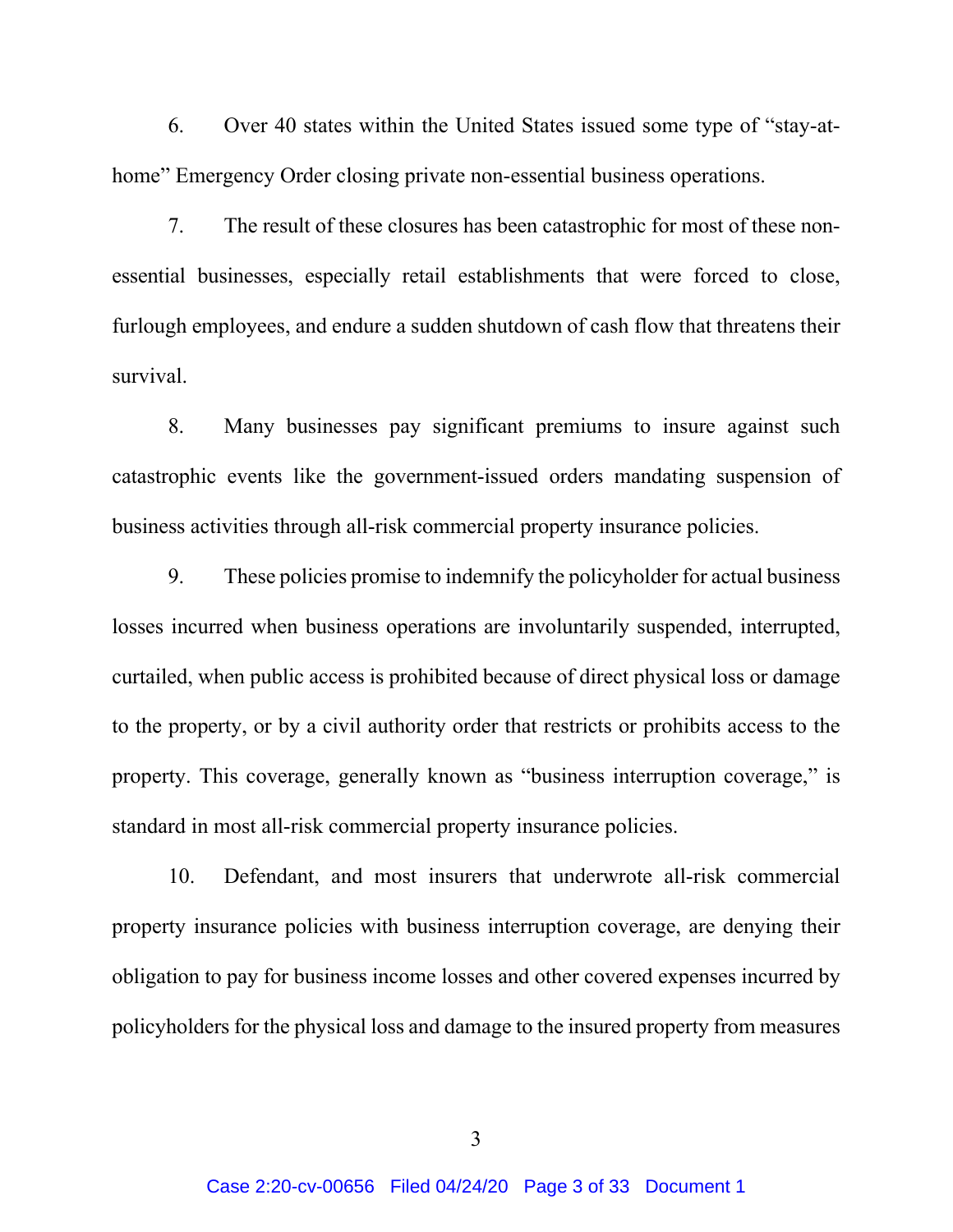6. Over 40 states within the United States issued some type of "stay-at-home" Emergency Order closing private non-essential business operations.

7. The result of these closures has been catastrophic for most of these non-essential businesses, especially retail establishments that were forced to close, furlough employees, and endure a sudden shutdown of cash flow that threatens their survival.

8. Many businesses pay significant premiums to insure against such catastrophic events like the government-issued orders mandating suspension of business activities through all-risk commercial property insurance policies.

9. These policies promise to indemnify the policyholder for actual business losses incurred when business operations are involuntarily suspended, interrupted, curtailed, when public access is prohibited because of direct physical loss or damage to the property, or by a civil authority order that restricts or prohibits access to the property. This coverage, generally known as "business interruption coverage," is standard in most all-risk commercial property insurance policies.

10. Defendant, and most insurers that underwrote all-risk commercial property insurance policies with business interruption coverage, are denying their obligation to pay for business income losses and other covered expenses incurred by policyholders for the physical loss and damage to the insured property from measures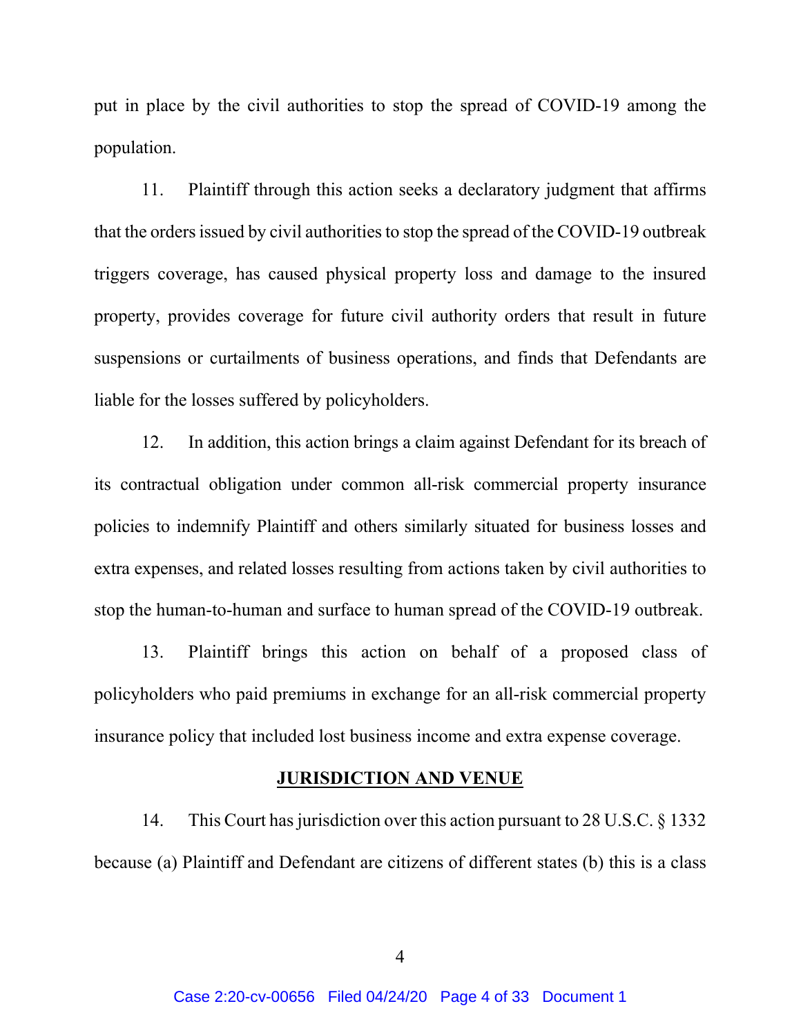put in place by the civil authorities to stop the spread of COVID-19 among the population.

11. Plaintiff through this action seeks a declaratory judgment that affirms that the orders issued by civil authorities to stop the spread of the COVID-19 outbreak triggers coverage, has caused physical property loss and damage to the insured property, provides coverage for future civil authority orders that result in future suspensions or curtailments of business operations, and finds that Defendants are liable for the losses suffered by policyholders.

12. In addition, this action brings a claim against Defendant for its breach of its contractual obligation under common all-risk commercial property insurance policies to indemnify Plaintiff and others similarly situated for business losses and extra expenses, and related losses resulting from actions taken by civil authorities to stop the human-to-human and surface to human spread of the COVID-19 outbreak.

13. Plaintiff brings this action on behalf of a proposed class of policyholders who paid premiums in exchange for an all-risk commercial property insurance policy that included lost business income and extra expense coverage.

## JURISDICTION AND VENUE

14. This Court has jurisdiction over this action pursuant to 28 U.S.C. § 1332 because (a) Plaintiff and Defendant are citizens of different states (b) this is a class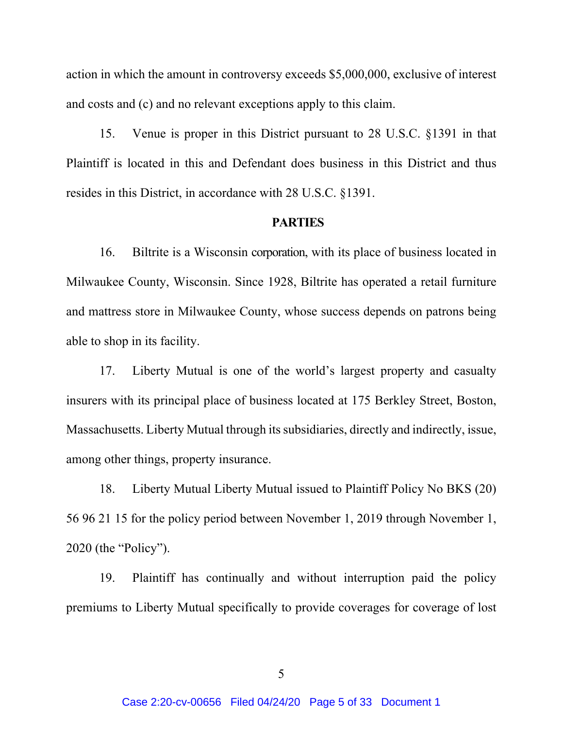action in which the amount in controversy exceeds $5,000,000, exclusive of interest and costs and (c) and no relevant exceptions apply to this claim.

15. Venue is proper in this District pursuant to 28 U.S.C. §1391 in that Plaintiff is located in this and Defendant does business in this District and thus resides in this District, in accordance with 28 U.S.C. §1391.

**PARTIES**

16. Biltrite is a Wisconsin corporation, with its place of business located in Milwaukee County, Wisconsin. Since 1928, Biltrite has operated a retail furniture and mattress store in Milwaukee County, whose success depends on patrons being able to shop in its facility.

17. Liberty Mutual is one of the world's largest property and casualty insurers with its principal place of business located at 175 Berkley Street, Boston, Massachusetts. Liberty Mutual through its subsidiaries, directly and indirectly, issue, among other things, property insurance.

18. Liberty Mutual Liberty Mutual issued to Plaintiff Policy No BKS (20) 56 96 21 15 for the policy period between November 1, 2019 through November 1, 2020 (the "Policy").

19. Plaintiff has continually and without interruption paid the policy premiums to Liberty Mutual specifically to provide coverages for coverage of lost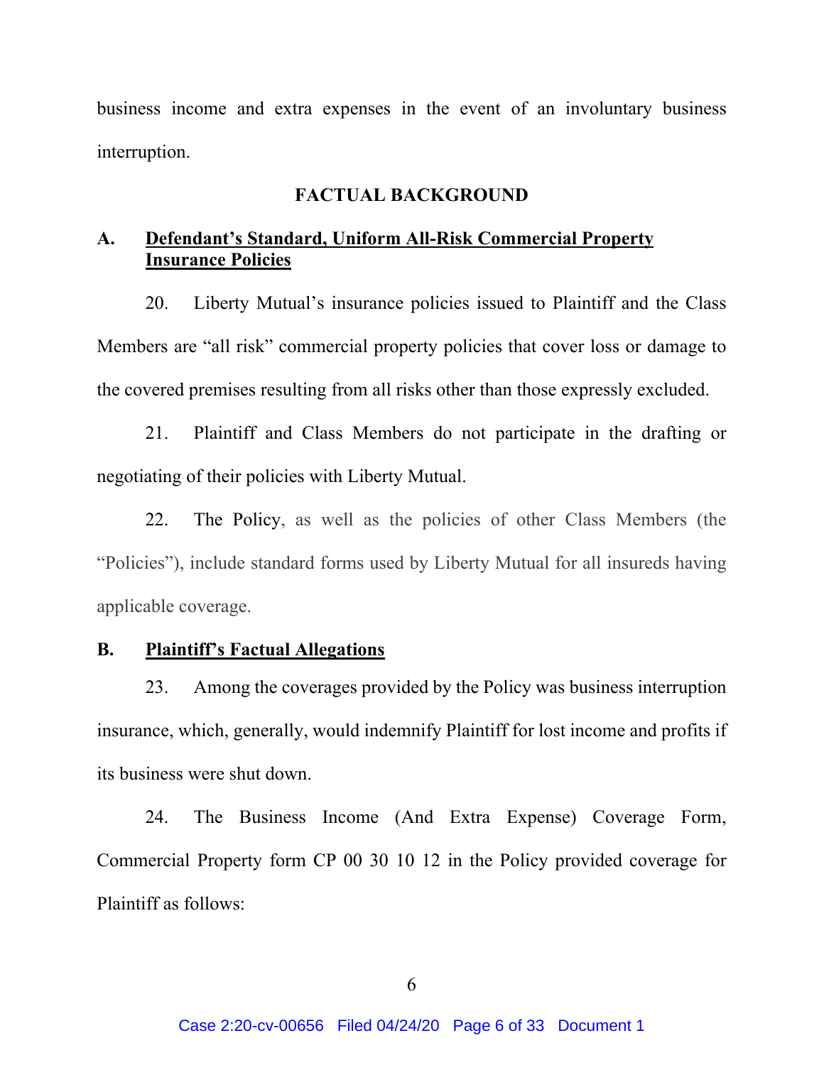business income and extra expenses in the event of an involuntary business interruption.

## FACTUAL BACKGROUND

### A. Defendant's Standard, Uniform All-Risk Commercial Property Insurance Policies

20. Liberty Mutual's insurance policies issued to Plaintiff and the Class Members are "all risk" commercial property policies that cover loss or damage to the covered premises resulting from all risks other than those expressly excluded.

21. Plaintiff and Class Members do not participate in the drafting or negotiating of their policies with Liberty Mutual.

22. The Policy, as well as the policies of other Class Members (the "Policies"), include standard forms used by Liberty Mutual for all insureds having applicable coverage.

### B. Plaintiff's Factual Allegations

23. Among the coverages provided by the Policy was business interruption insurance, which, generally, would indemnify Plaintiff for lost income and profits if its business were shut down.

24. The Business Income (And Extra Expense) Coverage Form, Commercial Property form CP 00 30 10 12 in the Policy provided coverage for Plaintiff as follows: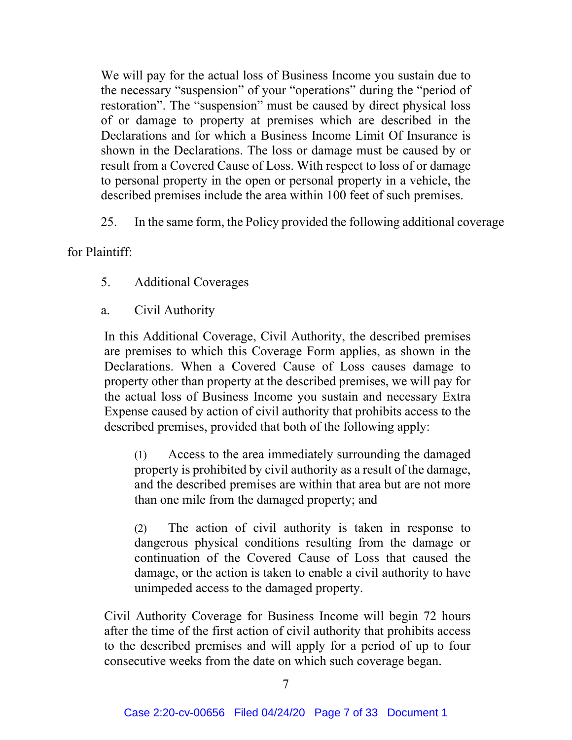> We will pay for the actual loss of Business Income you sustain due to the necessary "suspension" of your "operations" during the "period of restoration". The "suspension" must be caused by direct physical loss of or damage to property at premises which are described in the Declarations and for which a Business Income Limit Of Insurance is shown in the Declarations. The loss or damage must be caused by or result from a Covered Cause of Loss. With respect to loss of or damage to personal property in the open or personal property in a vehicle, the described premises include the area within 100 feet of such premises.

25. In the same form, the Policy provided the following additional coverage for Plaintiff:

> 5. Additional Coverages
>
> a. Civil Authority
>
> In this Additional Coverage, Civil Authority, the described premises are premises to which this Coverage Form applies, as shown in the Declarations. When a Covered Cause of Loss causes damage to property other than property at the described premises, we will pay for the actual loss of Business Income you sustain and necessary Extra Expense caused by action of civil authority that prohibits access to the described premises, provided that both of the following apply:
>
> (1) Access to the area immediately surrounding the damaged property is prohibited by civil authority as a result of the damage, and the described premises are within that area but are not more than one mile from the damaged property; and
>
> (2) The action of civil authority is taken in response to dangerous physical conditions resulting from the damage or continuation of the Covered Cause of Loss that caused the damage, or the action is taken to enable a civil authority to have unimpeded access to the damaged property.
>
> Civil Authority Coverage for Business Income will begin 72 hours after the time of the first action of civil authority that prohibits access to the described premises and will apply for a period of up to four consecutive weeks from the date on which such coverage began.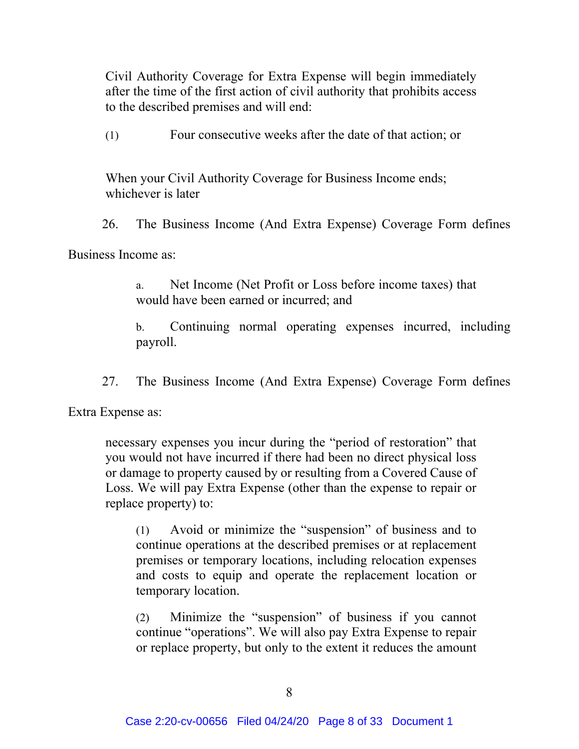Civil Authority Coverage for Extra Expense will begin immediately after the time of the first action of civil authority that prohibits access to the described premises and will end:

(1) Four consecutive weeks after the date of that action; or

When your Civil Authority Coverage for Business Income ends; whichever is later

26. The Business Income (And Extra Expense) Coverage Form defines Business Income as:

> a. Net Income (Net Profit or Loss before income taxes) that would have been earned or incurred; and
>
> b. Continuing normal operating expenses incurred, including payroll.

27. The Business Income (And Extra Expense) Coverage Form defines Extra Expense as:

> necessary expenses you incur during the "period of restoration" that you would not have incurred if there had been no direct physical loss or damage to property caused by or resulting from a Covered Cause of Loss. We will pay Extra Expense (other than the expense to repair or replace property) to:
>
> (1) Avoid or minimize the "suspension" of business and to continue operations at the described premises or at replacement premises or temporary locations, including relocation expenses and costs to equip and operate the replacement location or temporary location.
>
> (2) Minimize the "suspension" of business if you cannot continue "operations". We will also pay Extra Expense to repair or replace property, but only to the extent it reduces the amount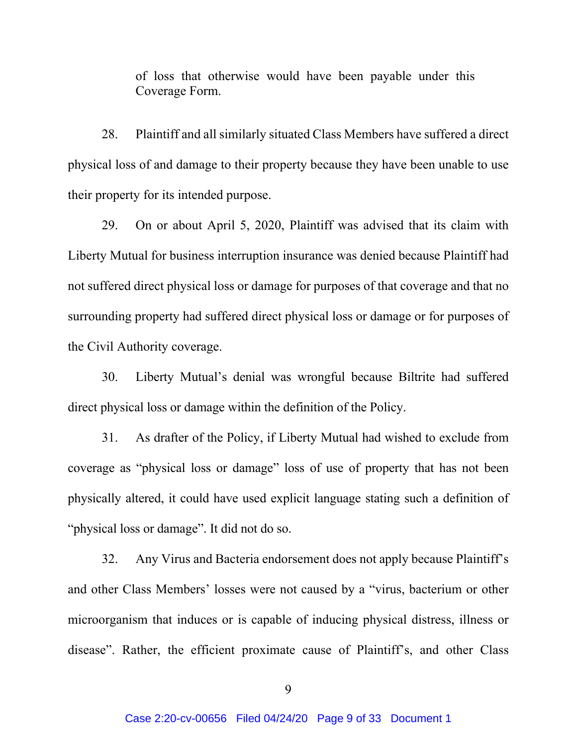of loss that otherwise would have been payable under this Coverage Form.

28. Plaintiff and all similarly situated Class Members have suffered a direct physical loss of and damage to their property because they have been unable to use their property for its intended purpose.

29. On or about April 5, 2020, Plaintiff was advised that its claim with Liberty Mutual for business interruption insurance was denied because Plaintiff had not suffered direct physical loss or damage for purposes of that coverage and that no surrounding property had suffered direct physical loss or damage or for purposes of the Civil Authority coverage.

30. Liberty Mutual's denial was wrongful because Biltrite had suffered direct physical loss or damage within the definition of the Policy.

31. As drafter of the Policy, if Liberty Mutual had wished to exclude from coverage as "physical loss or damage" loss of use of property that has not been physically altered, it could have used explicit language stating such a definition of "physical loss or damage". It did not do so.

32. Any Virus and Bacteria endorsement does not apply because Plaintiff's and other Class Members' losses were not caused by a "virus, bacterium or other microorganism that induces or is capable of inducing physical distress, illness or disease". Rather, the efficient proximate cause of Plaintiff's, and other Class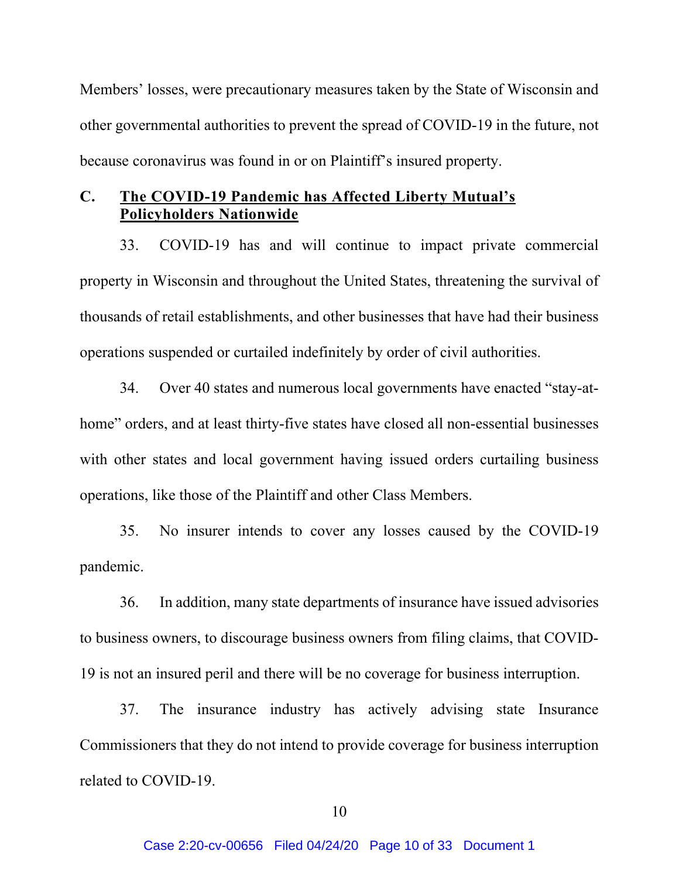Members' losses, were precautionary measures taken by the State of Wisconsin and other governmental authorities to prevent the spread of COVID-19 in the future, not because coronavirus was found in or on Plaintiff's insured property.

### C. <u>The COVID-19 Pandemic has Affected Liberty Mutual's Policyholders Nationwide</u>

33. COVID-19 has and will continue to impact private commercial property in Wisconsin and throughout the United States, threatening the survival of thousands of retail establishments, and other businesses that have had their business operations suspended or curtailed indefinitely by order of civil authorities.

34. Over 40 states and numerous local governments have enacted "stay-at-home" orders, and at least thirty-five states have closed all non-essential businesses with other states and local government having issued orders curtailing business operations, like those of the Plaintiff and other Class Members.

35. No insurer intends to cover any losses caused by the COVID-19 pandemic.

36. In addition, many state departments of insurance have issued advisories to business owners, to discourage business owners from filing claims, that COVID-19 is not an insured peril and there will be no coverage for business interruption.

37. The insurance industry has actively advising state Insurance Commissioners that they do not intend to provide coverage for business interruption related to COVID-19.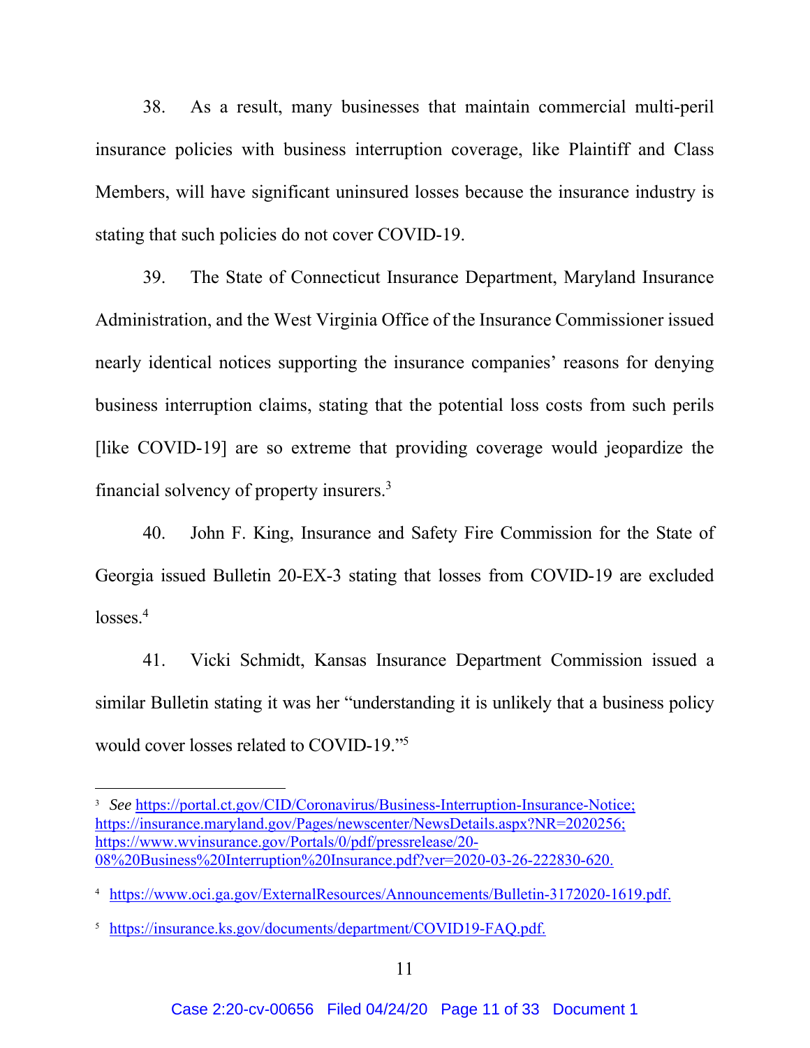38. As a result, many businesses that maintain commercial multi-peril insurance policies with business interruption coverage, like Plaintiff and Class Members, will have significant uninsured losses because the insurance industry is stating that such policies do not cover COVID-19.

39. The State of Connecticut Insurance Department, Maryland Insurance Administration, and the West Virginia Office of the Insurance Commissioner issued nearly identical notices supporting the insurance companies' reasons for denying business interruption claims, stating that the potential loss costs from such perils [like COVID-19] are so extreme that providing coverage would jeopardize the financial solvency of property insurers.[3]

40. John F. King, Insurance and Safety Fire Commission for the State of Georgia issued Bulletin 20-EX-3 stating that losses from COVID-19 are excluded losses.[4]

41. Vicki Schmidt, Kansas Insurance Department Commission issued a similar Bulletin stating it was her "understanding it is unlikely that a business policy would cover losses related to COVID-19."[5]

---

[3] *See* https://portal.ct.gov/CID/Coronavirus/Business-Interruption-Insurance-Notice; https://insurance.maryland.gov/Pages/newscenter/NewsDetails.aspx?NR=2020256; https://www.wvinsurance.gov/Portals/0/pdf/pressrelease/20-08%20Business%20Interruption%20Insurance.pdf?ver=2020-03-26-222830-620.

[4] https://www.oci.ga.gov/ExternalResources/Announcements/Bulletin-3172020-1619.pdf.

[5] https://insurance.ks.gov/documents/department/COVID19-FAQ.pdf.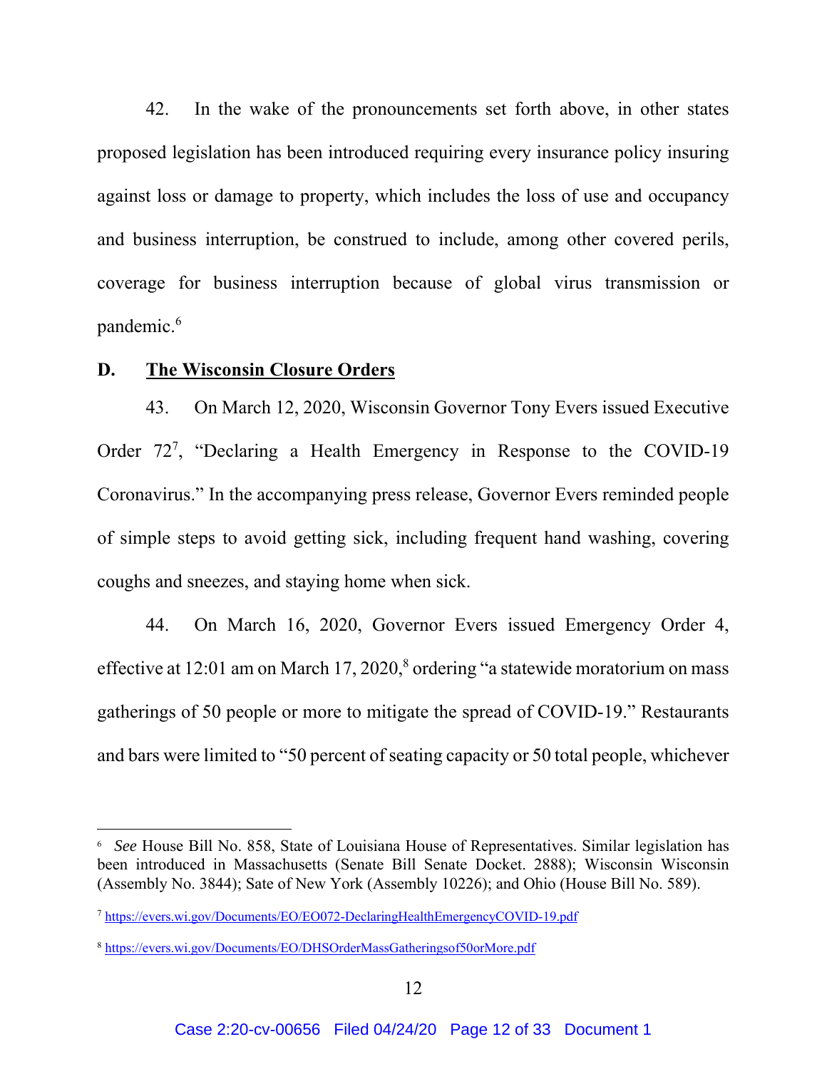42. In the wake of the pronouncements set forth above, in other states proposed legislation has been introduced requiring every insurance policy insuring against loss or damage to property, which includes the loss of use and occupancy and business interruption, be construed to include, among other covered perils, coverage for business interruption because of global virus transmission or pandemic.[6]

**D. <u>The Wisconsin Closure Orders</u>**

43. On March 12, 2020, Wisconsin Governor Tony Evers issued Executive Order 72[7], "Declaring a Health Emergency in Response to the COVID-19 Coronavirus." In the accompanying press release, Governor Evers reminded people of simple steps to avoid getting sick, including frequent hand washing, covering coughs and sneezes, and staying home when sick.

44. On March 16, 2020, Governor Evers issued Emergency Order 4, effective at 12:01 am on March 17, 2020,[8] ordering "a statewide moratorium on mass gatherings of 50 people or more to mitigate the spread of COVID-19." Restaurants and bars were limited to "50 percent of seating capacity or 50 total people, whichever

---

[6] *See* House Bill No. 858, State of Louisiana House of Representatives. Similar legislation has been introduced in Massachusetts (Senate Bill Senate Docket. 2888); Wisconsin Wisconsin (Assembly No. 3844); Sate of New York (Assembly 10226); and Ohio (House Bill No. 589).

[7] https://evers.wi.gov/Documents/EO/EO072-DeclaringHealthEmergencyCOVID-19.pdf

[8] https://evers.wi.gov/Documents/EO/DHSOrderMassGatheringsof50orMore.pdf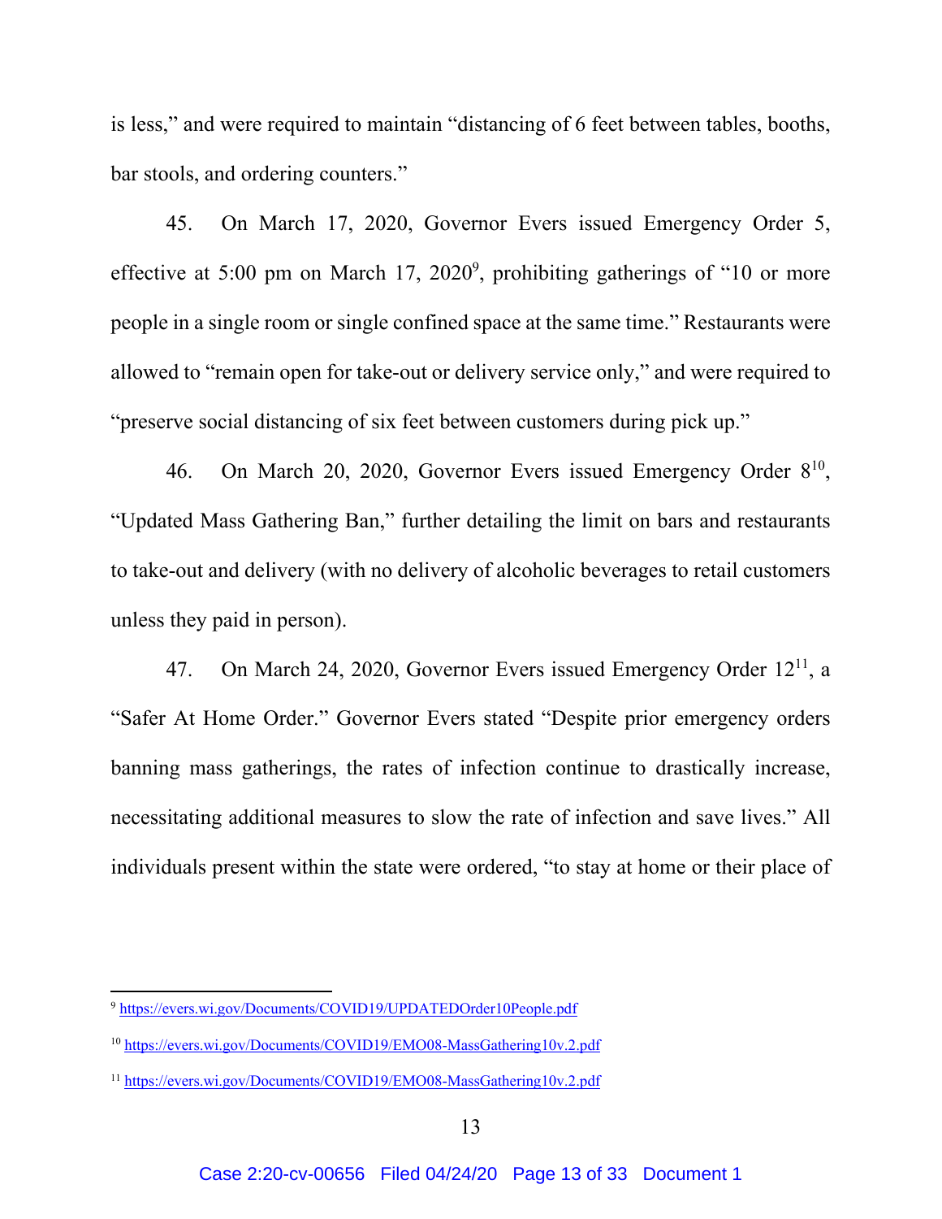is less," and were required to maintain "distancing of 6 feet between tables, booths, bar stools, and ordering counters."

45. On March 17, 2020, Governor Evers issued Emergency Order 5, effective at 5:00 pm on March 17, 2020[9], prohibiting gatherings of "10 or more people in a single room or single confined space at the same time." Restaurants were allowed to "remain open for take-out or delivery service only," and were required to "preserve social distancing of six feet between customers during pick up."

46. On March 20, 2020, Governor Evers issued Emergency Order 8[10], "Updated Mass Gathering Ban," further detailing the limit on bars and restaurants to take-out and delivery (with no delivery of alcoholic beverages to retail customers unless they paid in person).

47. On March 24, 2020, Governor Evers issued Emergency Order 12[11], a "Safer At Home Order." Governor Evers stated "Despite prior emergency orders banning mass gatherings, the rates of infection continue to drastically increase, necessitating additional measures to slow the rate of infection and save lives." All individuals present within the state were ordered, "to stay at home or their place of

---

[9] https://evers.wi.gov/Documents/COVID19/UPDATEDOrder10People.pdf

[10] https://evers.wi.gov/Documents/COVID19/EMO08-MassGathering10v.2.pdf

[11] https://evers.wi.gov/Documents/COVID19/EMO08-MassGathering10v.2.pdf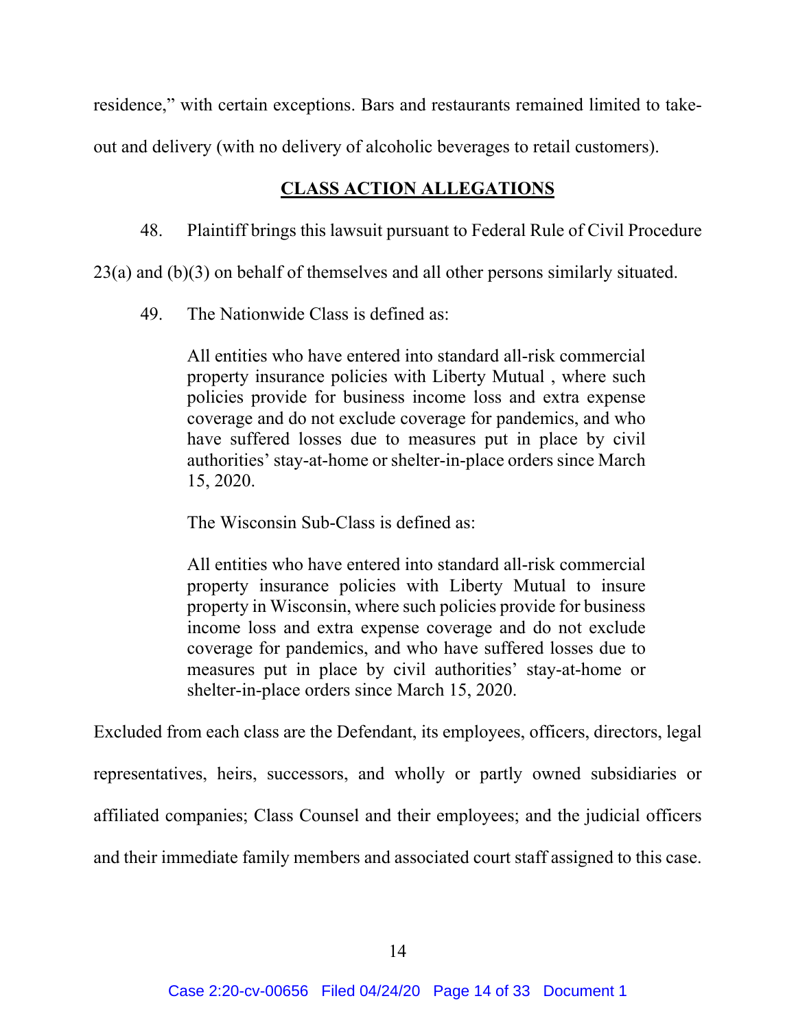residence," with certain exceptions. Bars and restaurants remained limited to take-out and delivery (with no delivery of alcoholic beverages to retail customers).

## CLASS ACTION ALLEGATIONS

48. Plaintiff brings this lawsuit pursuant to Federal Rule of Civil Procedure 23(a) and (b)(3) on behalf of themselves and all other persons similarly situated.

49. The Nationwide Class is defined as:

> All entities who have entered into standard all-risk commercial property insurance policies with Liberty Mutual , where such policies provide for business income loss and extra expense coverage and do not exclude coverage for pandemics, and who have suffered losses due to measures put in place by civil authorities' stay-at-home or shelter-in-place orders since March 15, 2020.

The Wisconsin Sub-Class is defined as:

> All entities who have entered into standard all-risk commercial property insurance policies with Liberty Mutual to insure property in Wisconsin, where such policies provide for business income loss and extra expense coverage and do not exclude coverage for pandemics, and who have suffered losses due to measures put in place by civil authorities' stay-at-home or shelter-in-place orders since March 15, 2020.

Excluded from each class are the Defendant, its employees, officers, directors, legal representatives, heirs, successors, and wholly or partly owned subsidiaries or affiliated companies; Class Counsel and their employees; and the judicial officers and their immediate family members and associated court staff assigned to this case.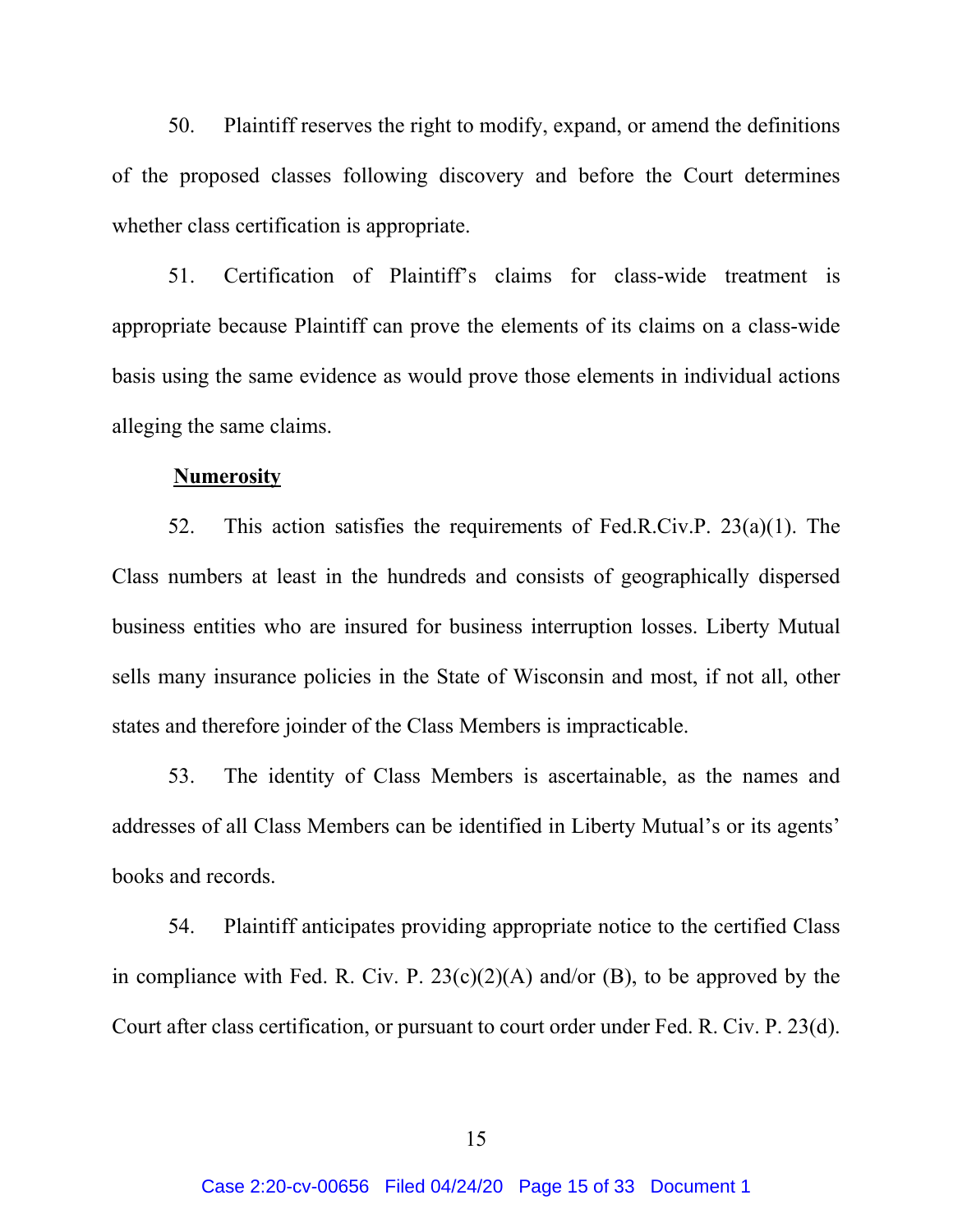50. Plaintiff reserves the right to modify, expand, or amend the definitions of the proposed classes following discovery and before the Court determines whether class certification is appropriate.

51. Certification of Plaintiff's claims for class-wide treatment is appropriate because Plaintiff can prove the elements of its claims on a class-wide basis using the same evidence as would prove those elements in individual actions alleging the same claims.

**Numerosity**

52. This action satisfies the requirements of Fed.R.Civ.P. 23(a)(1). The Class numbers at least in the hundreds and consists of geographically dispersed business entities who are insured for business interruption losses. Liberty Mutual sells many insurance policies in the State of Wisconsin and most, if not all, other states and therefore joinder of the Class Members is impracticable.

53. The identity of Class Members is ascertainable, as the names and addresses of all Class Members can be identified in Liberty Mutual's or its agents' books and records.

54. Plaintiff anticipates providing appropriate notice to the certified Class in compliance with Fed. R. Civ. P. 23(c)(2)(A) and/or (B), to be approved by the Court after class certification, or pursuant to court order under Fed. R. Civ. P. 23(d).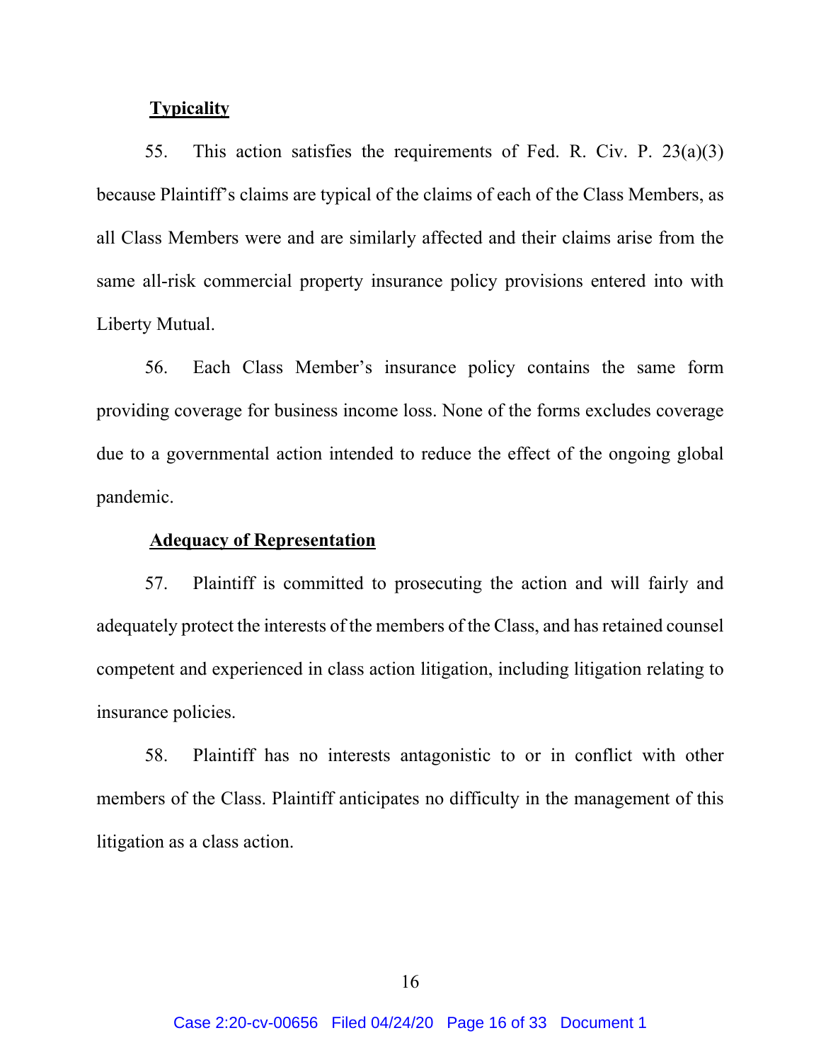**Typicality**

55. This action satisfies the requirements of Fed. R. Civ. P. 23(a)(3) because Plaintiff's claims are typical of the claims of each of the Class Members, as all Class Members were and are similarly affected and their claims arise from the same all-risk commercial property insurance policy provisions entered into with Liberty Mutual.

56. Each Class Member's insurance policy contains the same form providing coverage for business income loss. None of the forms excludes coverage due to a governmental action intended to reduce the effect of the ongoing global pandemic.

**Adequacy of Representation**

57. Plaintiff is committed to prosecuting the action and will fairly and adequately protect the interests of the members of the Class, and has retained counsel competent and experienced in class action litigation, including litigation relating to insurance policies.

58. Plaintiff has no interests antagonistic to or in conflict with other members of the Class. Plaintiff anticipates no difficulty in the management of this litigation as a class action.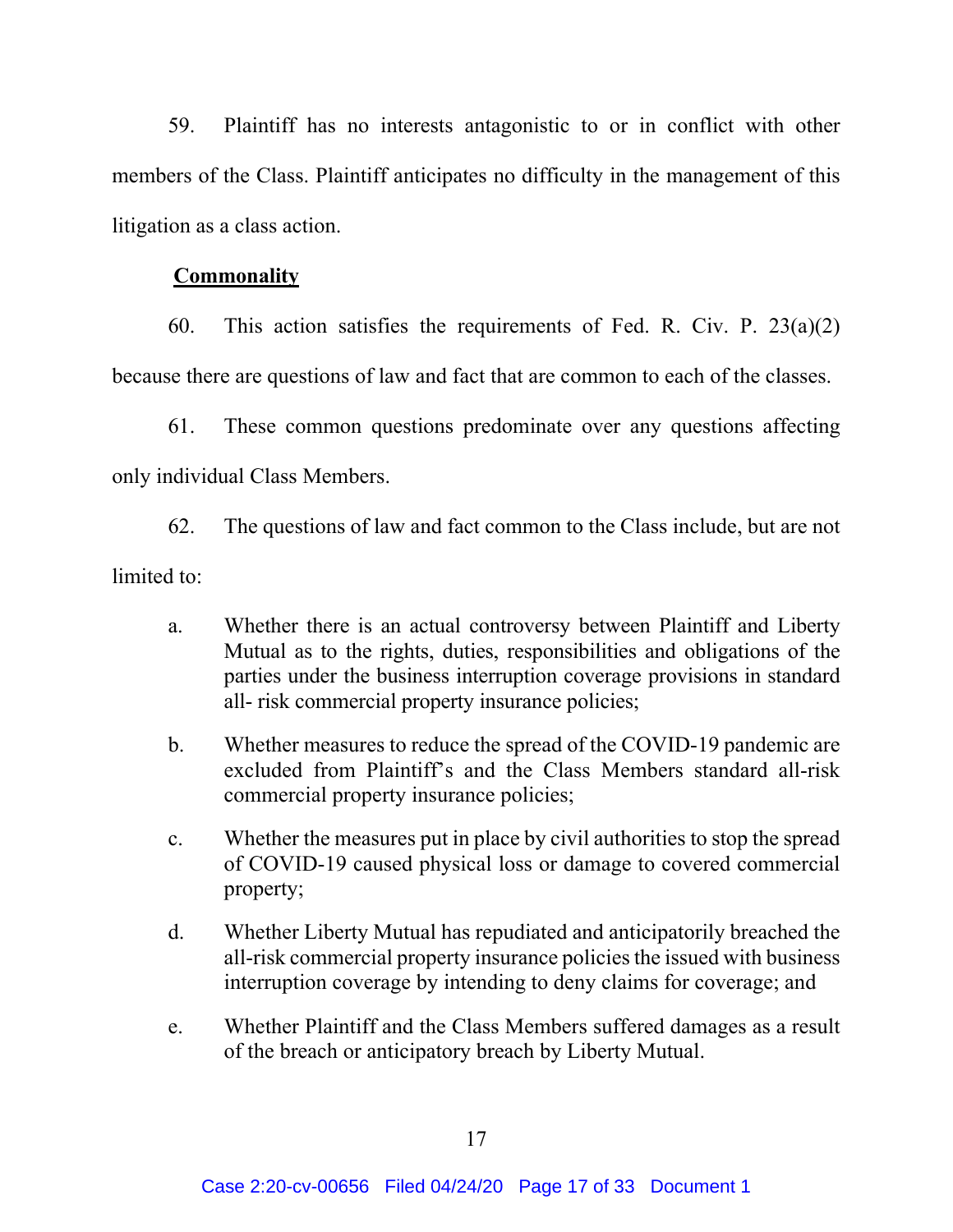59. Plaintiff has no interests antagonistic to or in conflict with other members of the Class. Plaintiff anticipates no difficulty in the management of this litigation as a class action.

**Commonality**

60. This action satisfies the requirements of Fed. R. Civ. P. 23(a)(2) because there are questions of law and fact that are common to each of the classes.

61. These common questions predominate over any questions affecting only individual Class Members.

62. The questions of law and fact common to the Class include, but are not limited to:

a. Whether there is an actual controversy between Plaintiff and Liberty Mutual as to the rights, duties, responsibilities and obligations of the parties under the business interruption coverage provisions in standard all- risk commercial property insurance policies;

b. Whether measures to reduce the spread of the COVID-19 pandemic are excluded from Plaintiff's and the Class Members standard all-risk commercial property insurance policies;

c. Whether the measures put in place by civil authorities to stop the spread of COVID-19 caused physical loss or damage to covered commercial property;

d. Whether Liberty Mutual has repudiated and anticipatorily breached the all-risk commercial property insurance policies the issued with business interruption coverage by intending to deny claims for coverage; and

e. Whether Plaintiff and the Class Members suffered damages as a result of the breach or anticipatory breach by Liberty Mutual.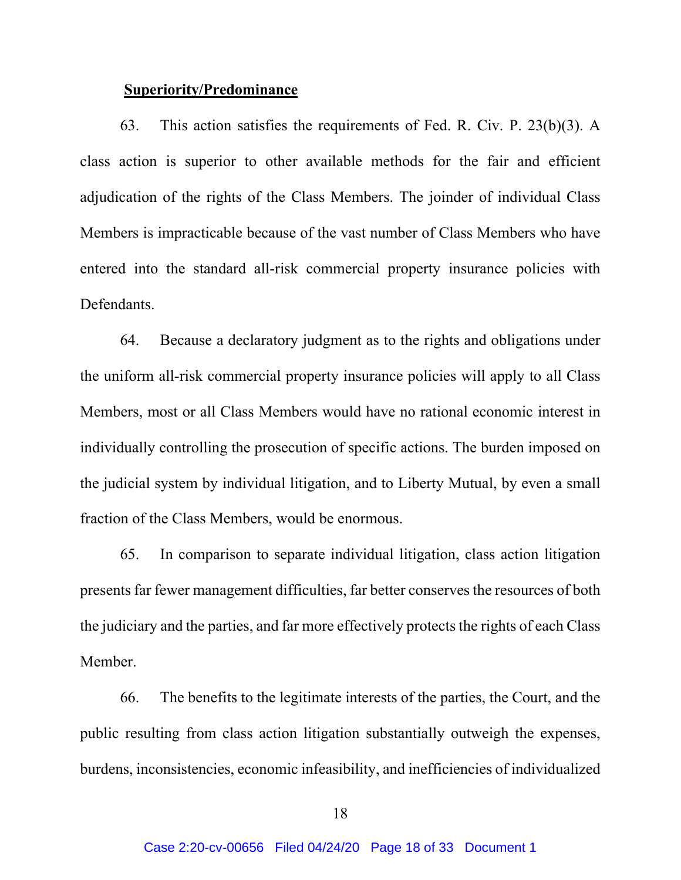**Superiority/Predominance**

63. This action satisfies the requirements of Fed. R. Civ. P. 23(b)(3). A class action is superior to other available methods for the fair and efficient adjudication of the rights of the Class Members. The joinder of individual Class Members is impracticable because of the vast number of Class Members who have entered into the standard all-risk commercial property insurance policies with Defendants.

64. Because a declaratory judgment as to the rights and obligations under the uniform all-risk commercial property insurance policies will apply to all Class Members, most or all Class Members would have no rational economic interest in individually controlling the prosecution of specific actions. The burden imposed on the judicial system by individual litigation, and to Liberty Mutual, by even a small fraction of the Class Members, would be enormous.

65. In comparison to separate individual litigation, class action litigation presents far fewer management difficulties, far better conserves the resources of both the judiciary and the parties, and far more effectively protects the rights of each Class Member.

66. The benefits to the legitimate interests of the parties, the Court, and the public resulting from class action litigation substantially outweigh the expenses, burdens, inconsistencies, economic infeasibility, and inefficiencies of individualized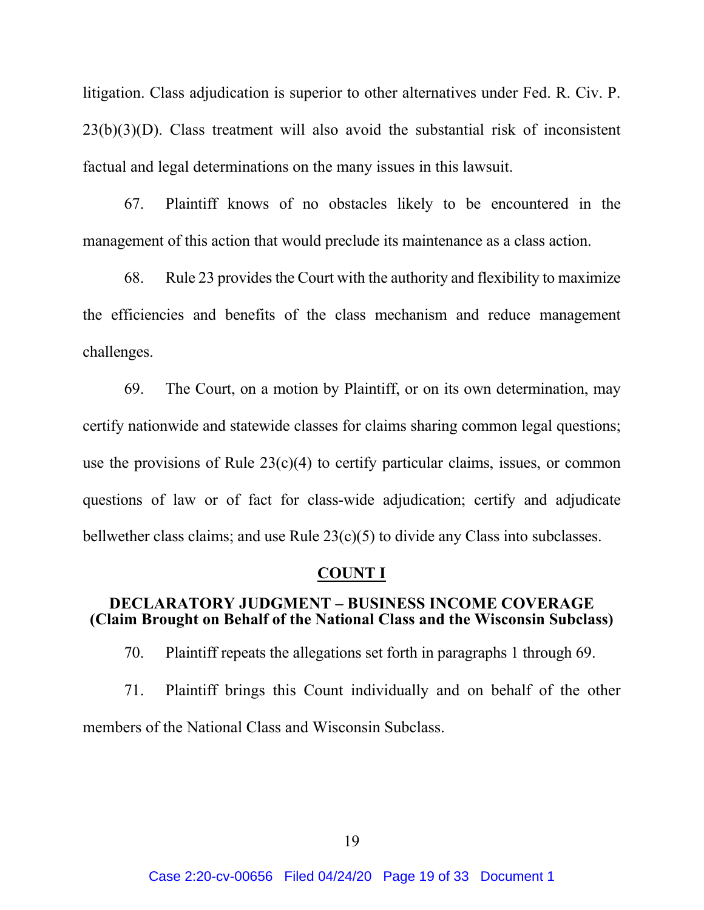litigation. Class adjudication is superior to other alternatives under Fed. R. Civ. P. 23(b)(3)(D). Class treatment will also avoid the substantial risk of inconsistent factual and legal determinations on the many issues in this lawsuit.

67. Plaintiff knows of no obstacles likely to be encountered in the management of this action that would preclude its maintenance as a class action.

68. Rule 23 provides the Court with the authority and flexibility to maximize the efficiencies and benefits of the class mechanism and reduce management challenges.

69. The Court, on a motion by Plaintiff, or on its own determination, may certify nationwide and statewide classes for claims sharing common legal questions; use the provisions of Rule 23(c)(4) to certify particular claims, issues, or common questions of law or of fact for class-wide adjudication; certify and adjudicate bellwether class claims; and use Rule 23(c)(5) to divide any Class into subclasses.

## COUNT I

### DECLARATORY JUDGMENT – BUSINESS INCOME COVERAGE (Claim Brought on Behalf of the National Class and the Wisconsin Subclass)

70. Plaintiff repeats the allegations set forth in paragraphs 1 through 69.

71. Plaintiff brings this Count individually and on behalf of the other members of the National Class and Wisconsin Subclass.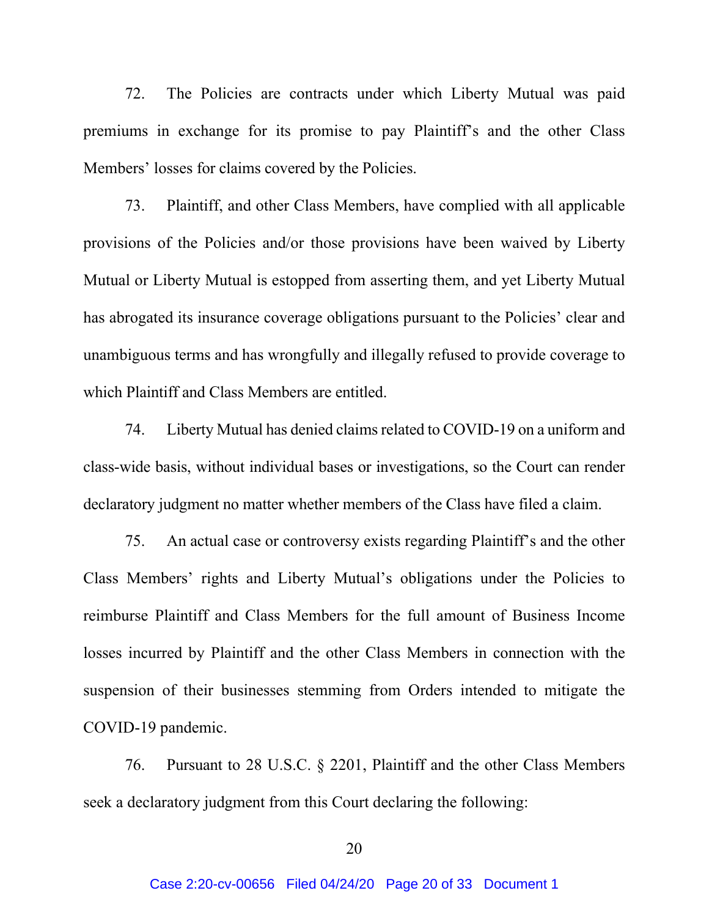72. The Policies are contracts under which Liberty Mutual was paid premiums in exchange for its promise to pay Plaintiff's and the other Class Members' losses for claims covered by the Policies.

73. Plaintiff, and other Class Members, have complied with all applicable provisions of the Policies and/or those provisions have been waived by Liberty Mutual or Liberty Mutual is estopped from asserting them, and yet Liberty Mutual has abrogated its insurance coverage obligations pursuant to the Policies' clear and unambiguous terms and has wrongfully and illegally refused to provide coverage to which Plaintiff and Class Members are entitled.

74. Liberty Mutual has denied claims related to COVID-19 on a uniform and class-wide basis, without individual bases or investigations, so the Court can render declaratory judgment no matter whether members of the Class have filed a claim.

75. An actual case or controversy exists regarding Plaintiff's and the other Class Members' rights and Liberty Mutual's obligations under the Policies to reimburse Plaintiff and Class Members for the full amount of Business Income losses incurred by Plaintiff and the other Class Members in connection with the suspension of their businesses stemming from Orders intended to mitigate the COVID-19 pandemic.

76. Pursuant to 28 U.S.C. § 2201, Plaintiff and the other Class Members seek a declaratory judgment from this Court declaring the following: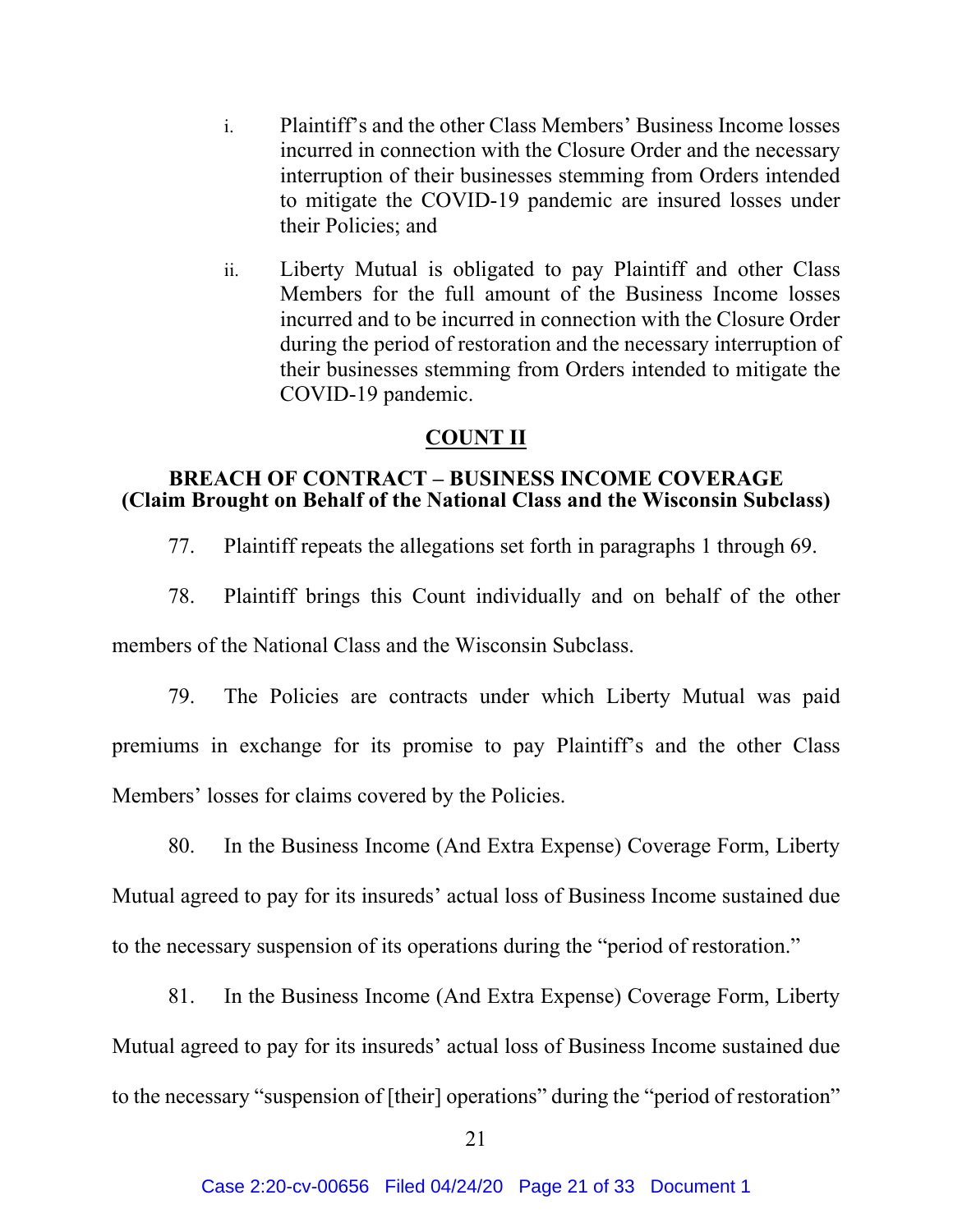i. Plaintiff's and the other Class Members' Business Income losses incurred in connection with the Closure Order and the necessary interruption of their businesses stemming from Orders intended to mitigate the COVID-19 pandemic are insured losses under their Policies; and

ii. Liberty Mutual is obligated to pay Plaintiff and other Class Members for the full amount of the Business Income losses incurred and to be incurred in connection with the Closure Order during the period of restoration and the necessary interruption of their businesses stemming from Orders intended to mitigate the COVID-19 pandemic.

## COUNT II

### BREACH OF CONTRACT – BUSINESS INCOME COVERAGE (Claim Brought on Behalf of the National Class and the Wisconsin Subclass)

77. Plaintiff repeats the allegations set forth in paragraphs 1 through 69.

78. Plaintiff brings this Count individually and on behalf of the other members of the National Class and the Wisconsin Subclass.

79. The Policies are contracts under which Liberty Mutual was paid premiums in exchange for its promise to pay Plaintiff's and the other Class Members' losses for claims covered by the Policies.

80. In the Business Income (And Extra Expense) Coverage Form, Liberty Mutual agreed to pay for its insureds' actual loss of Business Income sustained due to the necessary suspension of its operations during the "period of restoration."

81. In the Business Income (And Extra Expense) Coverage Form, Liberty Mutual agreed to pay for its insureds' actual loss of Business Income sustained due to the necessary "suspension of [their] operations" during the "period of restoration"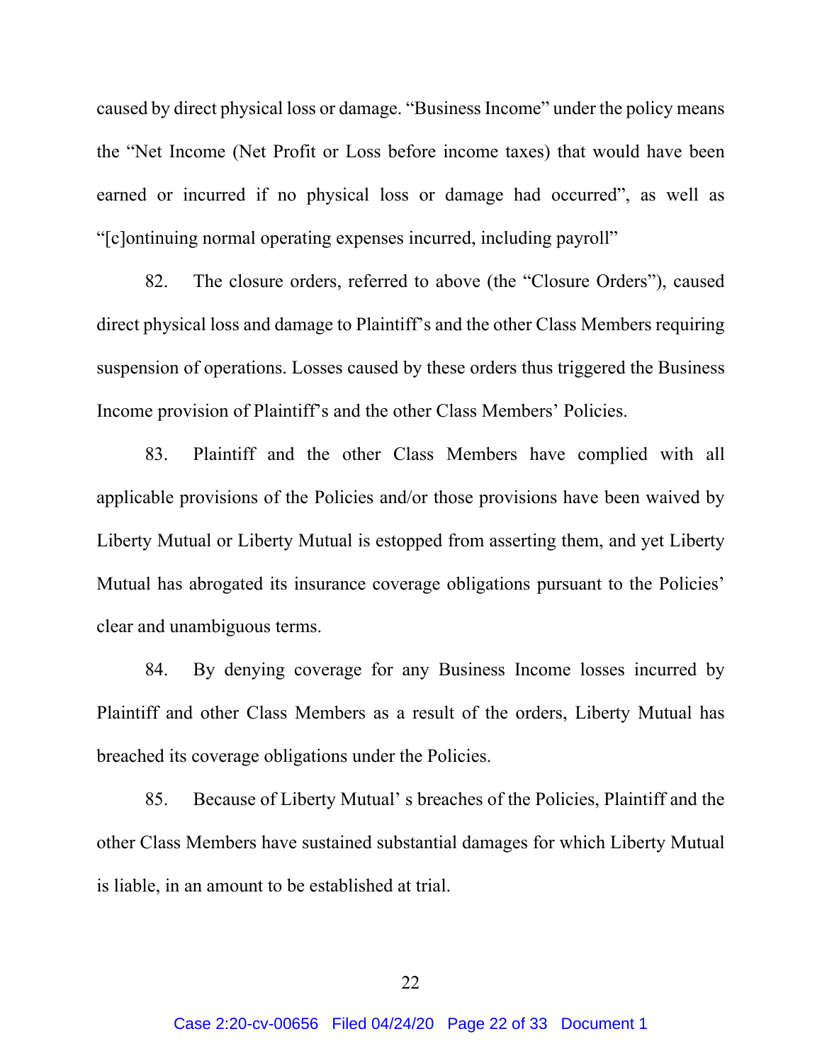caused by direct physical loss or damage. "Business Income" under the policy means the "Net Income (Net Profit or Loss before income taxes) that would have been earned or incurred if no physical loss or damage had occurred", as well as "[c]ontinuing normal operating expenses incurred, including payroll"

82. The closure orders, referred to above (the "Closure Orders"), caused direct physical loss and damage to Plaintiff's and the other Class Members requiring suspension of operations. Losses caused by these orders thus triggered the Business Income provision of Plaintiff's and the other Class Members' Policies.

83. Plaintiff and the other Class Members have complied with all applicable provisions of the Policies and/or those provisions have been waived by Liberty Mutual or Liberty Mutual is estopped from asserting them, and yet Liberty Mutual has abrogated its insurance coverage obligations pursuant to the Policies' clear and unambiguous terms.

84. By denying coverage for any Business Income losses incurred by Plaintiff and other Class Members as a result of the orders, Liberty Mutual has breached its coverage obligations under the Policies.

85. Because of Liberty Mutual' s breaches of the Policies, Plaintiff and the other Class Members have sustained substantial damages for which Liberty Mutual is liable, in an amount to be established at trial.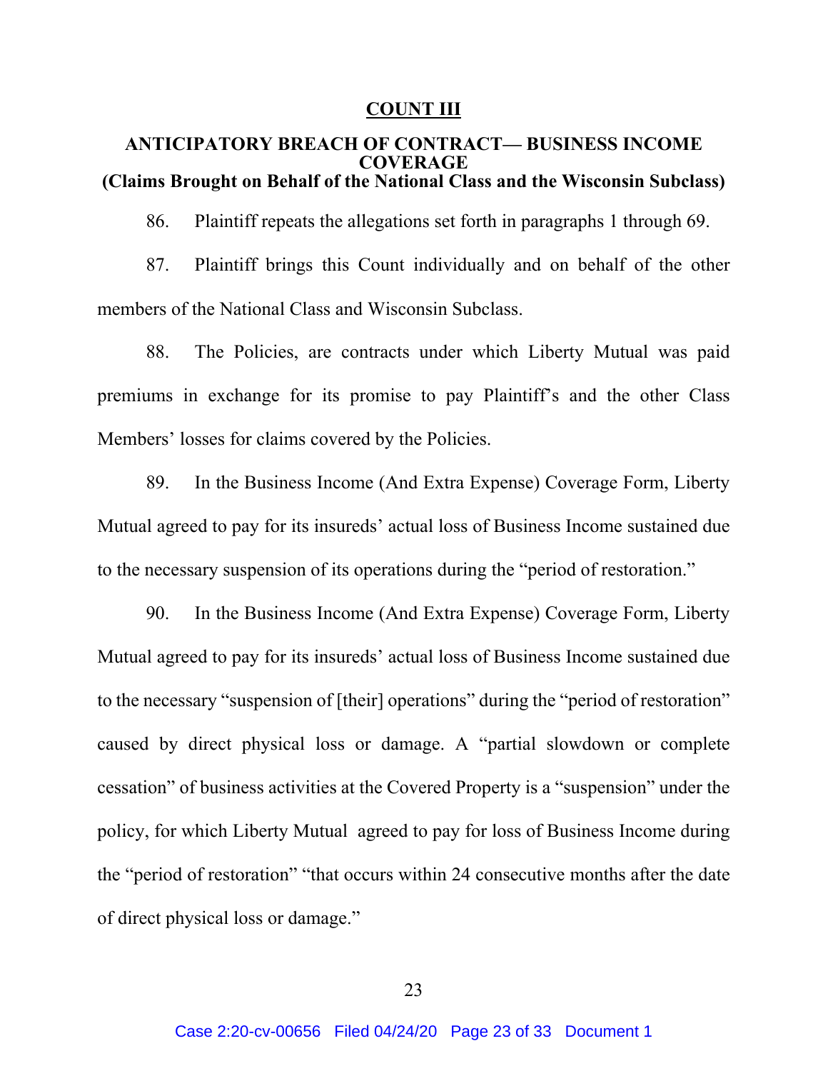## COUNT III

### ANTICIPATORY BREACH OF CONTRACT— BUSINESS INCOME COVERAGE
### (Claims Brought on Behalf of the National Class and the Wisconsin Subclass)

86. Plaintiff repeats the allegations set forth in paragraphs 1 through 69.

87. Plaintiff brings this Count individually and on behalf of the other members of the National Class and Wisconsin Subclass.

88. The Policies, are contracts under which Liberty Mutual was paid premiums in exchange for its promise to pay Plaintiff's and the other Class Members' losses for claims covered by the Policies.

89. In the Business Income (And Extra Expense) Coverage Form, Liberty Mutual agreed to pay for its insureds' actual loss of Business Income sustained due to the necessary suspension of its operations during the "period of restoration."

90. In the Business Income (And Extra Expense) Coverage Form, Liberty Mutual agreed to pay for its insureds' actual loss of Business Income sustained due to the necessary "suspension of [their] operations" during the "period of restoration" caused by direct physical loss or damage. A "partial slowdown or complete cessation" of business activities at the Covered Property is a "suspension" under the policy, for which Liberty Mutual agreed to pay for loss of Business Income during the "period of restoration" "that occurs within 24 consecutive months after the date of direct physical loss or damage."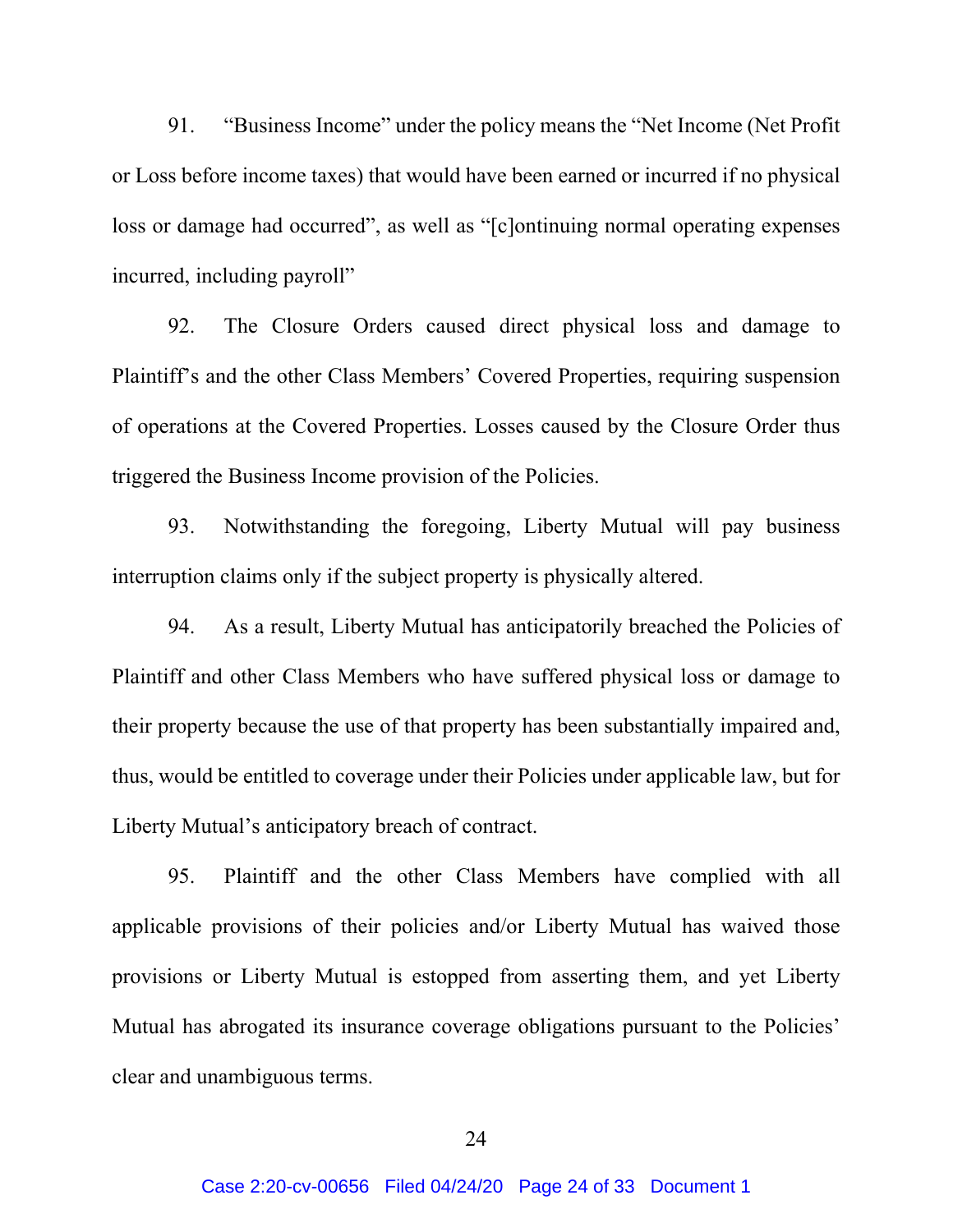91. "Business Income" under the policy means the "Net Income (Net Profit or Loss before income taxes) that would have been earned or incurred if no physical loss or damage had occurred", as well as "[c]ontinuing normal operating expenses incurred, including payroll"

92. The Closure Orders caused direct physical loss and damage to Plaintiff's and the other Class Members' Covered Properties, requiring suspension of operations at the Covered Properties. Losses caused by the Closure Order thus triggered the Business Income provision of the Policies.

93. Notwithstanding the foregoing, Liberty Mutual will pay business interruption claims only if the subject property is physically altered.

94. As a result, Liberty Mutual has anticipatorily breached the Policies of Plaintiff and other Class Members who have suffered physical loss or damage to their property because the use of that property has been substantially impaired and, thus, would be entitled to coverage under their Policies under applicable law, but for Liberty Mutual's anticipatory breach of contract.

95. Plaintiff and the other Class Members have complied with all applicable provisions of their policies and/or Liberty Mutual has waived those provisions or Liberty Mutual is estopped from asserting them, and yet Liberty Mutual has abrogated its insurance coverage obligations pursuant to the Policies' clear and unambiguous terms.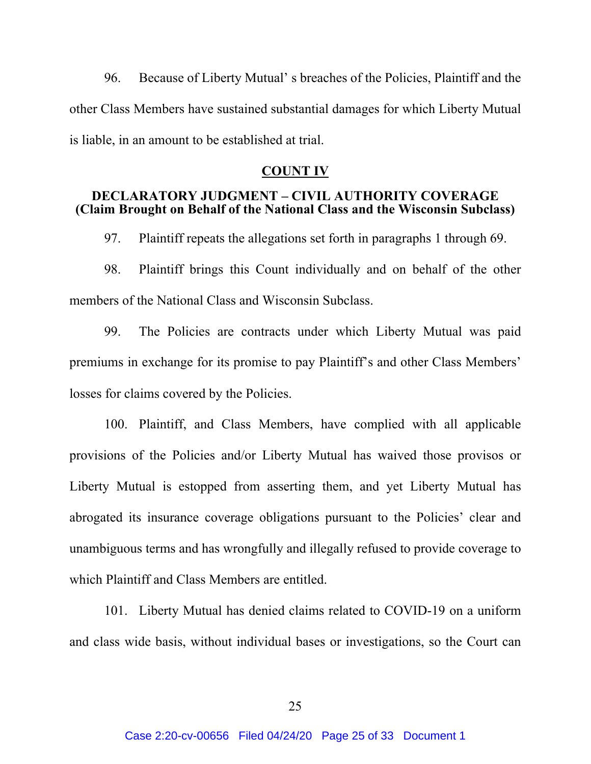96. Because of Liberty Mutual' s breaches of the Policies, Plaintiff and the other Class Members have sustained substantial damages for which Liberty Mutual is liable, in an amount to be established at trial.

## COUNT IV

### DECLARATORY JUDGMENT – CIVIL AUTHORITY COVERAGE (Claim Brought on Behalf of the National Class and the Wisconsin Subclass)

97. Plaintiff repeats the allegations set forth in paragraphs 1 through 69.

98. Plaintiff brings this Count individually and on behalf of the other members of the National Class and Wisconsin Subclass.

99. The Policies are contracts under which Liberty Mutual was paid premiums in exchange for its promise to pay Plaintiff's and other Class Members' losses for claims covered by the Policies.

100. Plaintiff, and Class Members, have complied with all applicable provisions of the Policies and/or Liberty Mutual has waived those provisos or Liberty Mutual is estopped from asserting them, and yet Liberty Mutual has abrogated its insurance coverage obligations pursuant to the Policies' clear and unambiguous terms and has wrongfully and illegally refused to provide coverage to which Plaintiff and Class Members are entitled.

101. Liberty Mutual has denied claims related to COVID-19 on a uniform and class wide basis, without individual bases or investigations, so the Court can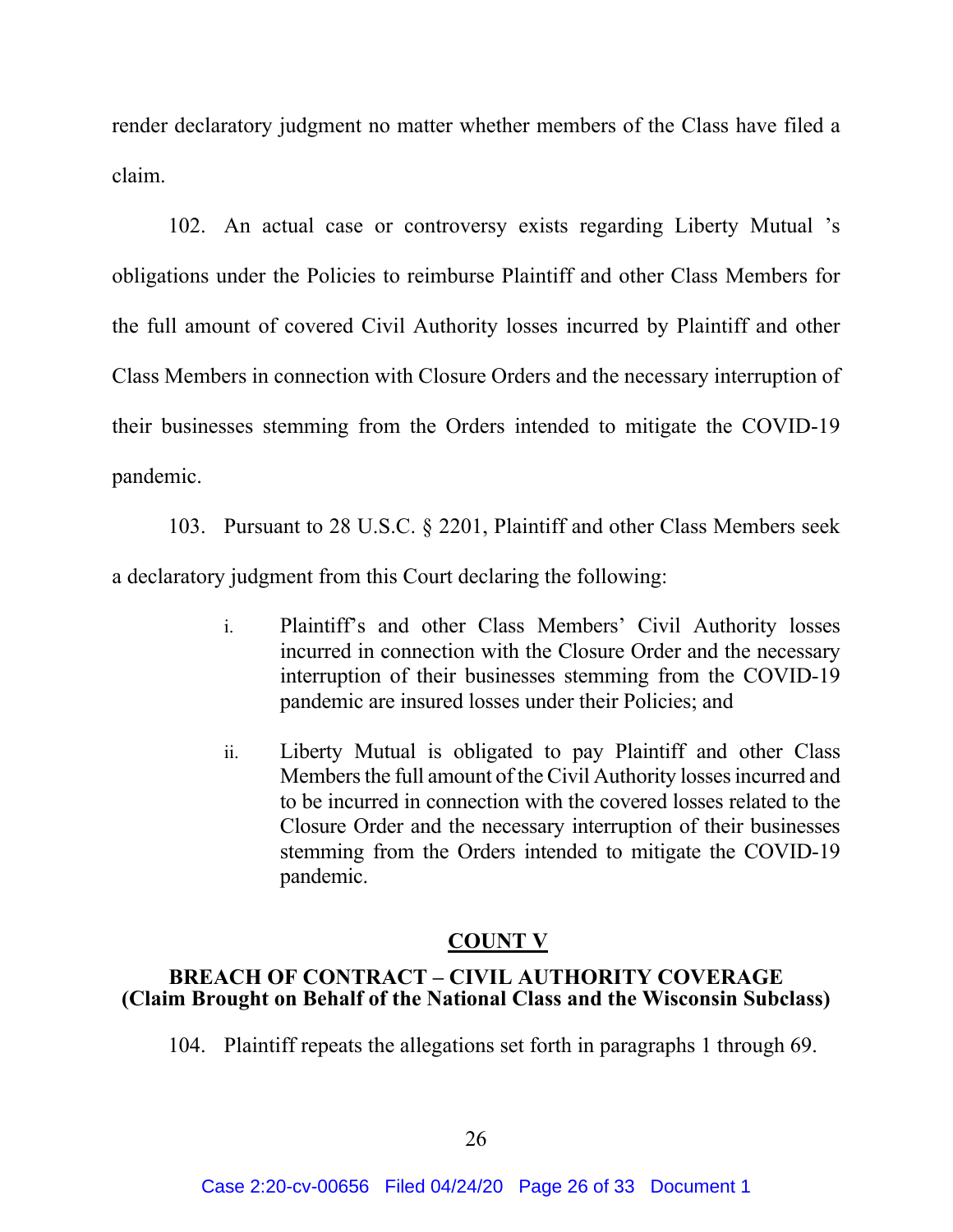render declaratory judgment no matter whether members of the Class have filed a claim.

102. An actual case or controversy exists regarding Liberty Mutual 's obligations under the Policies to reimburse Plaintiff and other Class Members for the full amount of covered Civil Authority losses incurred by Plaintiff and other Class Members in connection with Closure Orders and the necessary interruption of their businesses stemming from the Orders intended to mitigate the COVID-19 pandemic.

103. Pursuant to 28 U.S.C. § 2201, Plaintiff and other Class Members seek a declaratory judgment from this Court declaring the following:

> i. Plaintiff's and other Class Members' Civil Authority losses incurred in connection with the Closure Order and the necessary interruption of their businesses stemming from the COVID-19 pandemic are insured losses under their Policies; and
>
> ii. Liberty Mutual is obligated to pay Plaintiff and other Class Members the full amount of the Civil Authority losses incurred and to be incurred in connection with the covered losses related to the Closure Order and the necessary interruption of their businesses stemming from the Orders intended to mitigate the COVID-19 pandemic.

## COUNT V

### BREACH OF CONTRACT – CIVIL AUTHORITY COVERAGE (Claim Brought on Behalf of the National Class and the Wisconsin Subclass)

104. Plaintiff repeats the allegations set forth in paragraphs 1 through 69.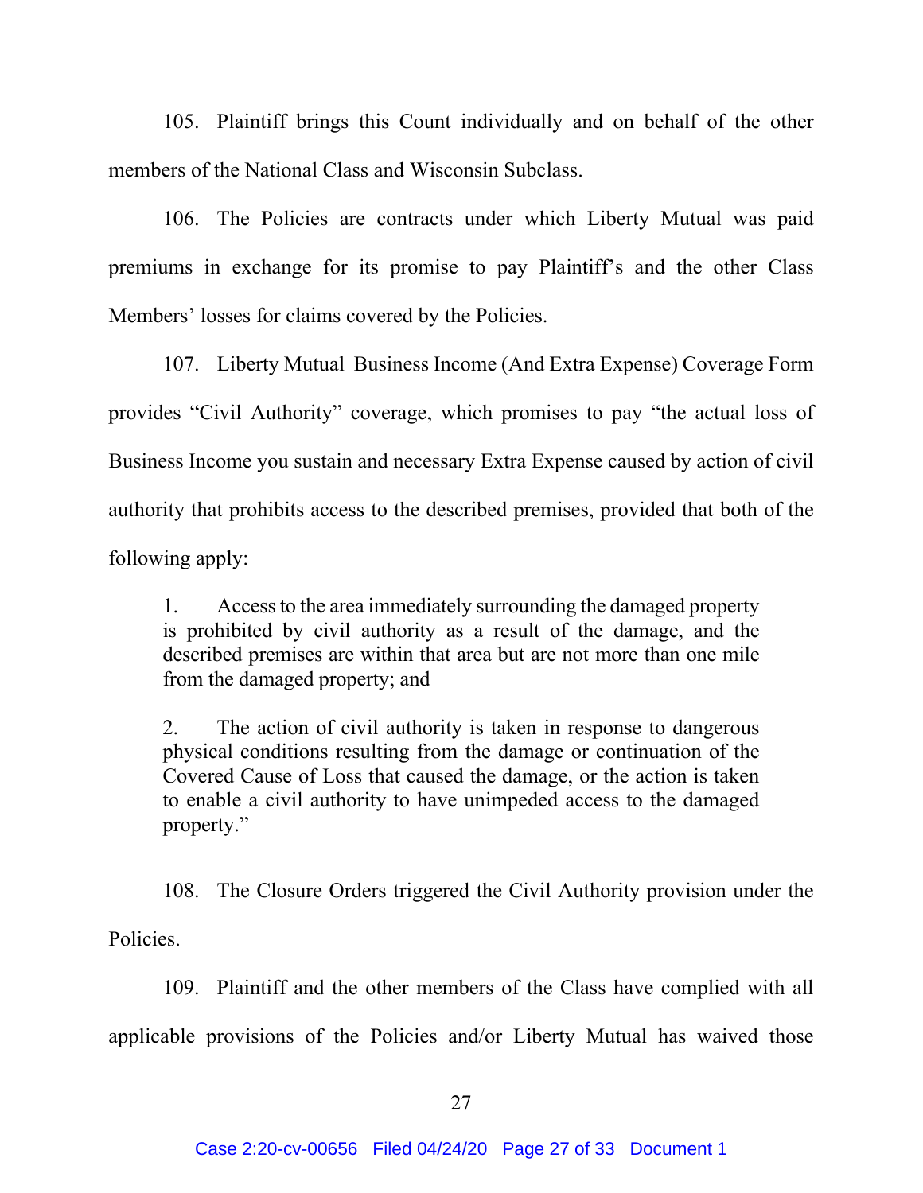105. Plaintiff brings this Count individually and on behalf of the other members of the National Class and Wisconsin Subclass.

106. The Policies are contracts under which Liberty Mutual was paid premiums in exchange for its promise to pay Plaintiff's and the other Class Members' losses for claims covered by the Policies.

107. Liberty Mutual Business Income (And Extra Expense) Coverage Form provides "Civil Authority" coverage, which promises to pay "the actual loss of Business Income you sustain and necessary Extra Expense caused by action of civil authority that prohibits access to the described premises, provided that both of the following apply:

> 1. Access to the area immediately surrounding the damaged property is prohibited by civil authority as a result of the damage, and the described premises are within that area but are not more than one mile from the damaged property; and
>
> 2. The action of civil authority is taken in response to dangerous physical conditions resulting from the damage or continuation of the Covered Cause of Loss that caused the damage, or the action is taken to enable a civil authority to have unimpeded access to the damaged property."

108. The Closure Orders triggered the Civil Authority provision under the Policies.

109. Plaintiff and the other members of the Class have complied with all applicable provisions of the Policies and/or Liberty Mutual has waived those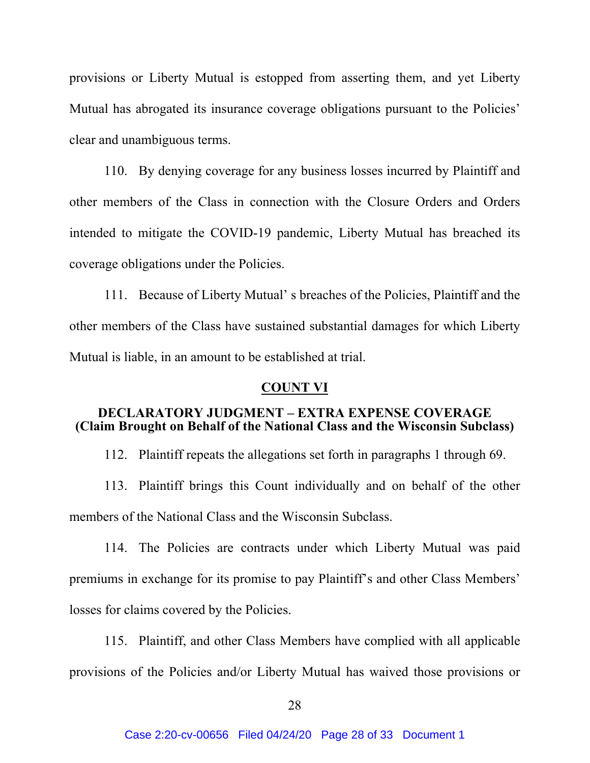provisions or Liberty Mutual is estopped from asserting them, and yet Liberty Mutual has abrogated its insurance coverage obligations pursuant to the Policies' clear and unambiguous terms.

110. By denying coverage for any business losses incurred by Plaintiff and other members of the Class in connection with the Closure Orders and Orders intended to mitigate the COVID-19 pandemic, Liberty Mutual has breached its coverage obligations under the Policies.

111. Because of Liberty Mutual' s breaches of the Policies, Plaintiff and the other members of the Class have sustained substantial damages for which Liberty Mutual is liable, in an amount to be established at trial.

## COUNT VI

### DECLARATORY JUDGMENT – EXTRA EXPENSE COVERAGE (Claim Brought on Behalf of the National Class and the Wisconsin Subclass)

112. Plaintiff repeats the allegations set forth in paragraphs 1 through 69.

113. Plaintiff brings this Count individually and on behalf of the other members of the National Class and the Wisconsin Subclass.

114. The Policies are contracts under which Liberty Mutual was paid premiums in exchange for its promise to pay Plaintiff's and other Class Members' losses for claims covered by the Policies.

115. Plaintiff, and other Class Members have complied with all applicable provisions of the Policies and/or Liberty Mutual has waived those provisions or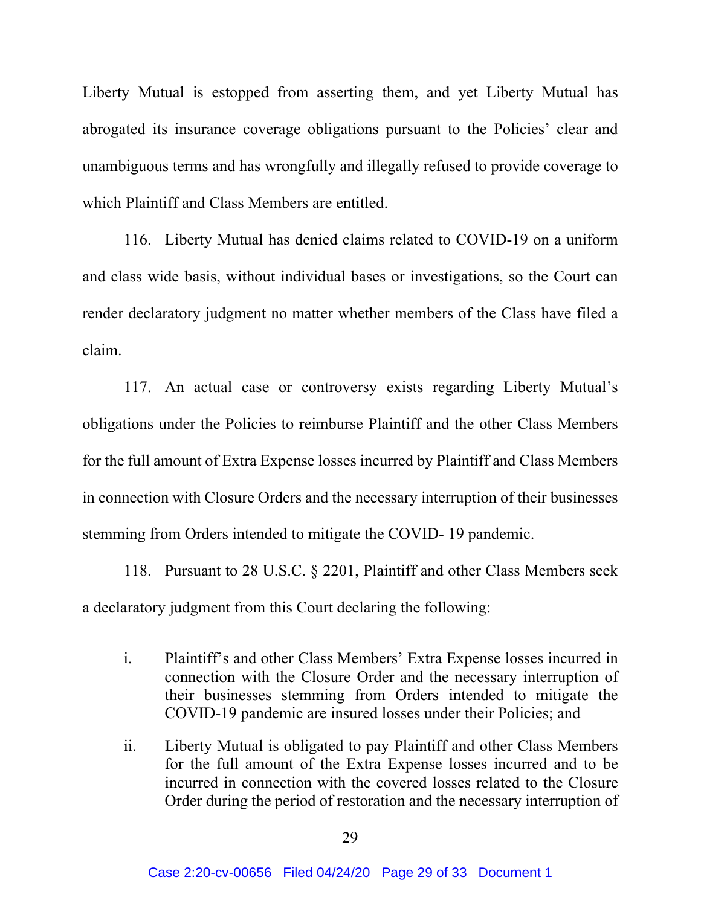Liberty Mutual is estopped from asserting them, and yet Liberty Mutual has abrogated its insurance coverage obligations pursuant to the Policies' clear and unambiguous terms and has wrongfully and illegally refused to provide coverage to which Plaintiff and Class Members are entitled.

116. Liberty Mutual has denied claims related to COVID-19 on a uniform and class wide basis, without individual bases or investigations, so the Court can render declaratory judgment no matter whether members of the Class have filed a claim.

117. An actual case or controversy exists regarding Liberty Mutual's obligations under the Policies to reimburse Plaintiff and the other Class Members for the full amount of Extra Expense losses incurred by Plaintiff and Class Members in connection with Closure Orders and the necessary interruption of their businesses stemming from Orders intended to mitigate the COVID- 19 pandemic.

118. Pursuant to 28 U.S.C. § 2201, Plaintiff and other Class Members seek a declaratory judgment from this Court declaring the following:

i. Plaintiff's and other Class Members' Extra Expense losses incurred in connection with the Closure Order and the necessary interruption of their businesses stemming from Orders intended to mitigate the COVID-19 pandemic are insured losses under their Policies; and

ii. Liberty Mutual is obligated to pay Plaintiff and other Class Members for the full amount of the Extra Expense losses incurred and to be incurred in connection with the covered losses related to the Closure Order during the period of restoration and the necessary interruption of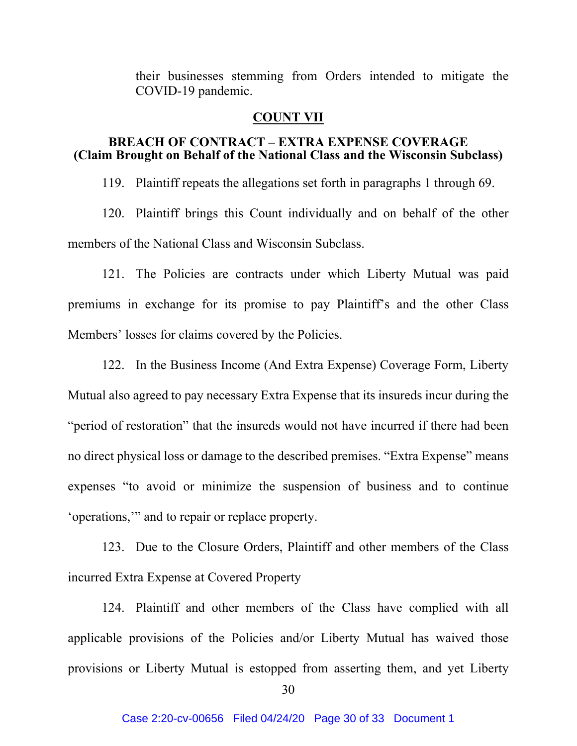their businesses stemming from Orders intended to mitigate the COVID-19 pandemic.

## COUNT VII

### BREACH OF CONTRACT – EXTRA EXPENSE COVERAGE (Claim Brought on Behalf of the National Class and the Wisconsin Subclass)

119. Plaintiff repeats the allegations set forth in paragraphs 1 through 69.

120. Plaintiff brings this Count individually and on behalf of the other members of the National Class and Wisconsin Subclass.

121. The Policies are contracts under which Liberty Mutual was paid premiums in exchange for its promise to pay Plaintiff's and the other Class Members' losses for claims covered by the Policies.

122. In the Business Income (And Extra Expense) Coverage Form, Liberty Mutual also agreed to pay necessary Extra Expense that its insureds incur during the "period of restoration" that the insureds would not have incurred if there had been no direct physical loss or damage to the described premises. "Extra Expense" means expenses "to avoid or minimize the suspension of business and to continue 'operations,'" and to repair or replace property.

123. Due to the Closure Orders, Plaintiff and other members of the Class incurred Extra Expense at Covered Property

124. Plaintiff and other members of the Class have complied with all applicable provisions of the Policies and/or Liberty Mutual has waived those provisions or Liberty Mutual is estopped from asserting them, and yet Liberty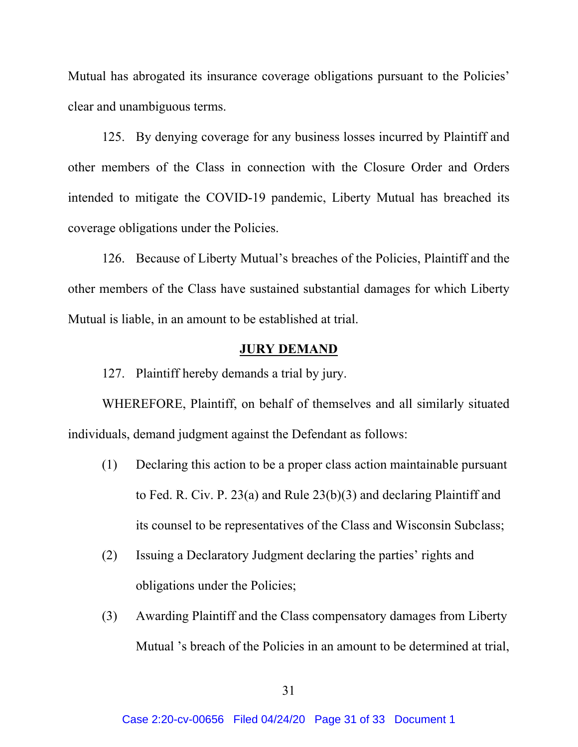Mutual has abrogated its insurance coverage obligations pursuant to the Policies' clear and unambiguous terms.

125. By denying coverage for any business losses incurred by Plaintiff and other members of the Class in connection with the Closure Order and Orders intended to mitigate the COVID-19 pandemic, Liberty Mutual has breached its coverage obligations under the Policies.

126. Because of Liberty Mutual's breaches of the Policies, Plaintiff and the other members of the Class have sustained substantial damages for which Liberty Mutual is liable, in an amount to be established at trial.

**JURY DEMAND**

127. Plaintiff hereby demands a trial by jury.

WHEREFORE, Plaintiff, on behalf of themselves and all similarly situated individuals, demand judgment against the Defendant as follows:

(1) Declaring this action to be a proper class action maintainable pursuant to Fed. R. Civ. P. 23(a) and Rule 23(b)(3) and declaring Plaintiff and its counsel to be representatives of the Class and Wisconsin Subclass;

(2) Issuing a Declaratory Judgment declaring the parties' rights and obligations under the Policies;

(3) Awarding Plaintiff and the Class compensatory damages from Liberty Mutual 's breach of the Policies in an amount to be determined at trial,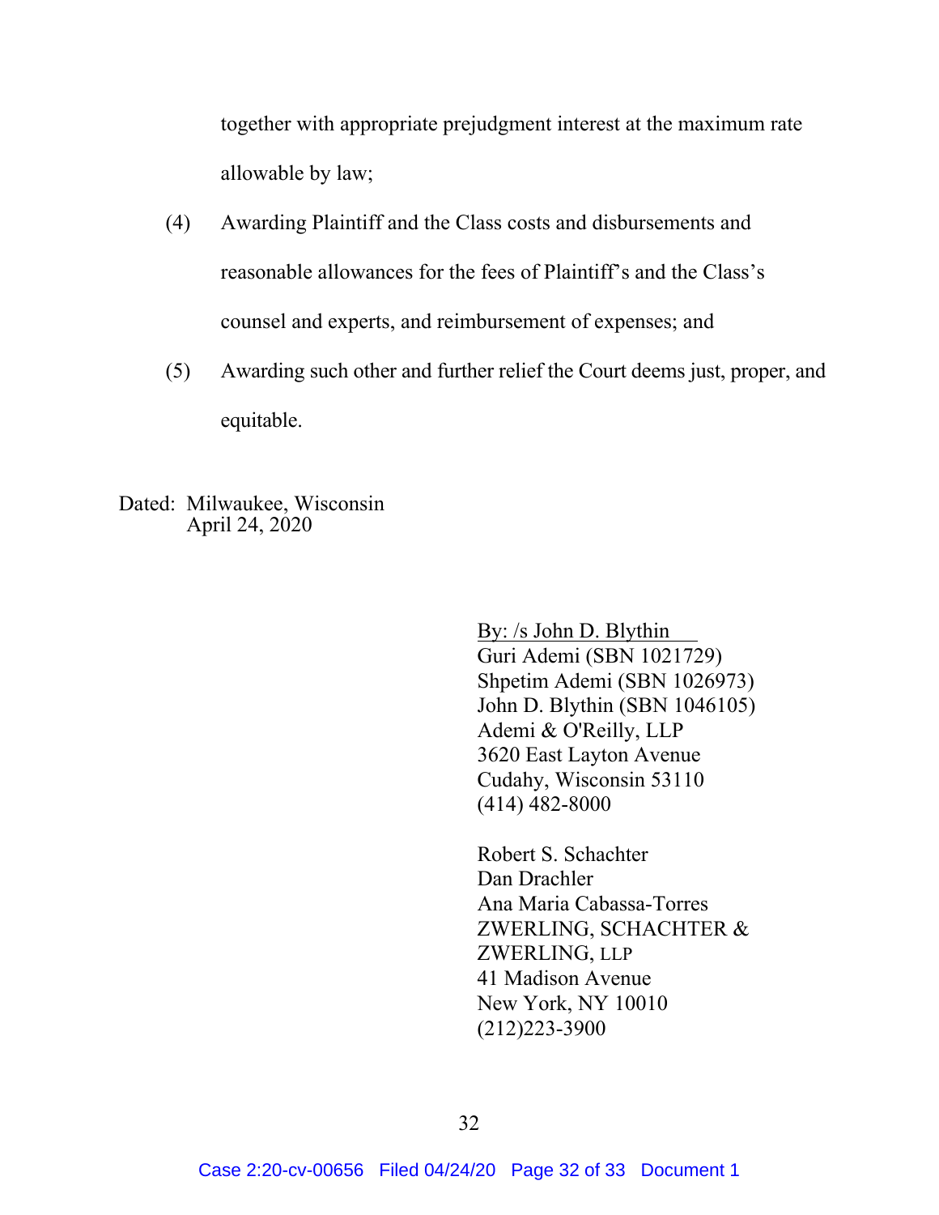together with appropriate prejudgment interest at the maximum rate allowable by law;

(4) Awarding Plaintiff and the Class costs and disbursements and reasonable allowances for the fees of Plaintiff's and the Class's counsel and experts, and reimbursement of expenses; and

(5) Awarding such other and further relief the Court deems just, proper, and equitable.

Dated: Milwaukee, Wisconsin
April 24, 2020

By: /s John D. Blythin
Guri Ademi (SBN 1021729)
Shpetim Ademi (SBN 1026973)
John D. Blythin (SBN 1046105)
Ademi & O'Reilly, LLP
3620 East Layton Avenue
Cudahy, Wisconsin 53110
(414) 482-8000

Robert S. Schachter
Dan Drachler
Ana Maria Cabassa-Torres
ZWERLING, SCHACHTER &
ZWERLING, LLP
41 Madison Avenue
New York, NY 10010
(212)223-3900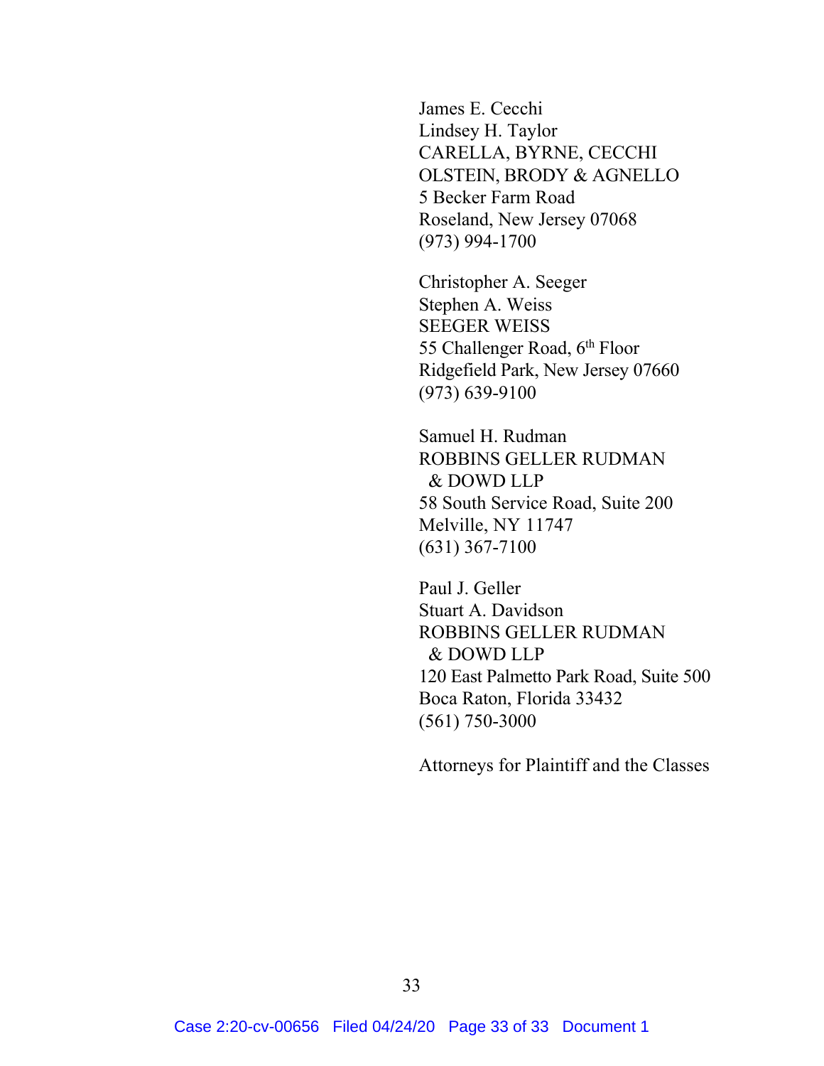James E. Cecchi
Lindsey H. Taylor
CARELLA, BYRNE, CECCHI
OLSTEIN, BRODY & AGNELLO
5 Becker Farm Road
Roseland, New Jersey 07068
(973) 994-1700

Christopher A. Seeger
Stephen A. Weiss
SEEGER WEISS
55 Challenger Road, 6th Floor
Ridgefield Park, New Jersey 07660
(973) 639-9100

Samuel H. Rudman
ROBBINS GELLER RUDMAN
& DOWD LLP
58 South Service Road, Suite 200
Melville, NY 11747
(631) 367-7100

Paul J. Geller
Stuart A. Davidson
ROBBINS GELLER RUDMAN
& DOWD LLP
120 East Palmetto Park Road, Suite 500
Boca Raton, Florida 33432
(561) 750-3000

Attorneys for Plaintiff and the Classes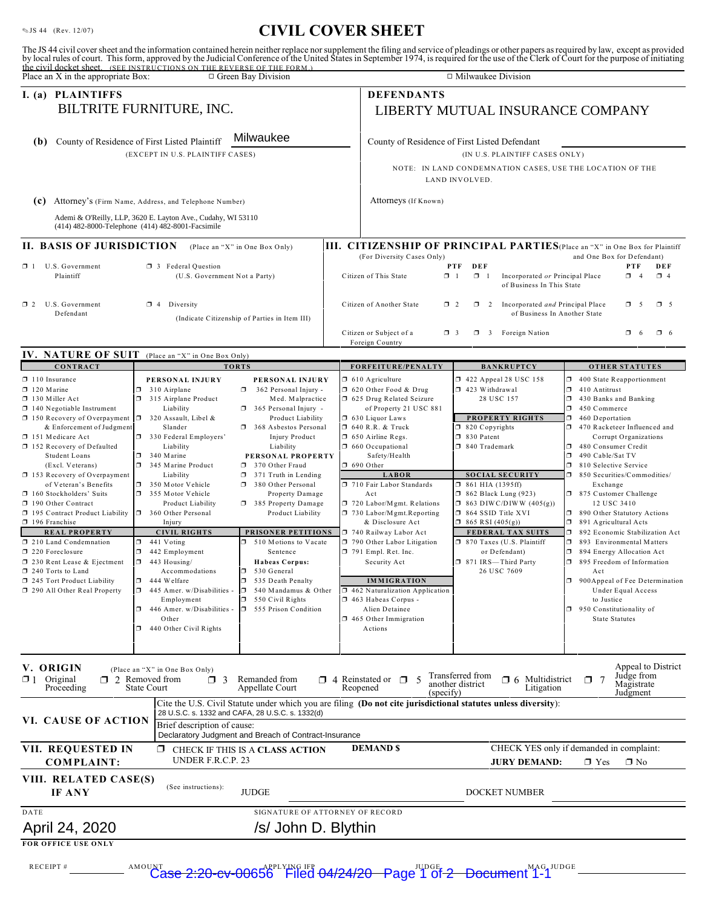JS 44 (Rev. 12/07)

# CIVIL COVER SHEET

The JS 44 civil cover sheet and the information contained herein neither replace nor supplement the filing and service of pleadings or other papers as required by law, except as provided by local rules of court. This form, approved by the Judicial Conference of the United States in September 1974, is required for the use of the Clerk of Court for the purpose of initiating the civil docket sheet. (SEE INSTRUCTIONS ON THE REVERSE OF THE FORM.)

Place an X in the appropriate Box: ☐ Green Bay Division ☐ Milwaukee Division

## I. (a) PLAINTIFFS

BILTRITE FURNITURE, INC.

**DEFENDANTS**

LIBERTY MUTUAL INSURANCE COMPANY

**(b)** County of Residence of First Listed Plaintiff Milwaukee
(EXCEPT IN U.S. PLAINTIFF CASES)

County of Residence of First Listed Defendant
(IN U.S. PLAINTIFF CASES ONLY)

NOTE: IN LAND CONDEMNATION CASES, USE THE LOCATION OF THE LAND INVOLVED.

**(c)** Attorney's (Firm Name, Address, and Telephone Number)

Ademi & O'Reilly, LLP, 3620 E. Layton Ave., Cudahy, WI 53110
(414) 482-8000-Telephone (414) 482-8001-Facsimile

Attorneys (If Known)

## II. BASIS OF JURISDICTION (Place an "X" in One Box Only)

- ☐ 1 U.S. Government Plaintiff
- ☐ 3 Federal Question (U.S. Government Not a Party)
- ☐ 2 U.S. Government Defendant
- ☐ 4 Diversity (Indicate Citizenship of Parties in Item III)

## III. CITIZENSHIP OF PRINCIPAL PARTIES (Place an "X" in One Box for Plaintiff and One Box for Defendant)

(For Diversity Cases Only)

| | PTF | DEF | | PTF | DEF |
|---|---|---|---|---|---|
| Citizen of This State | ☐ 1 | ☐ 1 | Incorporated *or* Principal Place of Business In This State | ☐ 4 | ☐ 4 |
| Citizen of Another State | ☐ 2 | ☐ 2 | Incorporated *and* Principal Place of Business In Another State | ☐ 5 | ☐ 5 |
| Citizen or Subject of a Foreign Country | ☐ 3 | ☐ 3 | Foreign Nation | ☐ 6 | ☐ 6 |

## IV. NATURE OF SUIT (Place an "X" in One Box Only)

**CONTRACT**
- ☐ 110 Insurance
- ☐ 120 Marine
- ☐ 130 Miller Act
- ☐ 140 Negotiable Instrument
- ☐ 150 Recovery of Overpayment & Enforcement of Judgment
- ☐ 151 Medicare Act
- ☐ 152 Recovery of Defaulted Student Loans (Excl. Veterans)
- ☐ 153 Recovery of Overpayment of Veteran's Benefits
- ☐ 160 Stockholders' Suits
- ☐ 190 Other Contract
- ☐ 195 Contract Product Liability
- ☐ 196 Franchise

**REAL PROPERTY**
- ☐ 210 Land Condemnation
- ☐ 220 Foreclosure
- ☐ 230 Rent Lease & Ejectment
- ☐ 240 Torts to Land
- ☐ 245 Tort Product Liability
- ☐ 290 All Other Real Property

**TORTS**

PERSONAL INJURY
- ☐ 310 Airplane
- ☐ 315 Airplane Product Liability
- ☐ 320 Assault, Libel & Slander
- ☐ 330 Federal Employers' Liability
- ☐ 340 Marine
- ☐ 345 Marine Product Liability
- ☐ 350 Motor Vehicle
- ☐ 355 Motor Vehicle Product Liability
- ☐ 360 Other Personal Injury

PERSONAL INJURY
- ☐ 362 Personal Injury - Med. Malpractice
- ☐ 365 Personal Injury - Product Liability
- ☐ 368 Asbestos Personal Injury Product Liability

PERSONAL PROPERTY
- ☐ 370 Other Fraud
- ☐ 371 Truth in Lending
- ☐ 380 Other Personal Property Damage
- ☐ 385 Property Damage Product Liability

**CIVIL RIGHTS**
- ☐ 441 Voting
- ☐ 442 Employment
- ☐ 443 Housing/ Accommodations
- ☐ 444 Welfare
- ☐ 445 Amer. w/Disabilities - Employment
- ☐ 446 Amer. w/Disabilities - Other
- ☐ 440 Other Civil Rights

**PRISONER PETITIONS**
- ☐ 510 Motions to Vacate Sentence

Habeas Corpus:
- ☐ 530 General
- ☐ 535 Death Penalty
- ☐ 540 Mandamus & Other
- ☐ 550 Civil Rights
- ☐ 555 Prison Condition

**FORFEITURE/PENALTY**
- ☐ 610 Agriculture
- ☐ 620 Other Food & Drug
- ☐ 625 Drug Related Seizure of Property 21 USC 881
- ☐ 630 Liquor Laws
- ☐ 640 R.R. & Truck
- ☐ 650 Airline Regs.
- ☐ 660 Occupational Safety/Health
- ☐ 690 Other

**LABOR**
- ☐ 710 Fair Labor Standards Act
- ☐ 720 Labor/Mgmt. Relations
- ☐ 730 Labor/Mgmt.Reporting & Disclosure Act
- ☐ 740 Railway Labor Act
- ☐ 790 Other Labor Litigation
- ☐ 791 Empl. Ret. Inc. Security Act

**IMMIGRATION**
- ☐ 462 Naturalization Application
- ☐ 463 Habeas Corpus - Alien Detainee
- ☐ 465 Other Immigration Actions

**BANKRUPTCY**
- ☐ 422 Appeal 28 USC 158
- ☐ 423 Withdrawal 28 USC 157

**PROPERTY RIGHTS**
- ☐ 820 Copyrights
- ☐ 830 Patent
- ☐ 840 Trademark

**SOCIAL SECURITY**
- ☐ 861 HIA (1395ff)
- ☐ 862 Black Lung (923)
- ☐ 863 DIWC/DIWW (405(g))
- ☐ 864 SSID Title XVI
- ☐ 865 RSI (405(g))

**FEDERAL TAX SUITS**
- ☐ 870 Taxes (U.S. Plaintiff or Defendant)
- ☐ 871 IRS—Third Party 26 USC 7609

**OTHER STATUTES**
- ☐ 400 State Reapportionment
- ☐ 410 Antitrust
- ☐ 430 Banks and Banking
- ☐ 450 Commerce
- ☐ 460 Deportation
- ☐ 470 Racketeer Influenced and Corrupt Organizations
- ☐ 480 Consumer Credit
- ☐ 490 Cable/Sat TV
- ☐ 810 Selective Service
- ☐ 850 Securities/Commodities/ Exchange
- ☐ 875 Customer Challenge 12 USC 3410
- ☐ 890 Other Statutory Actions
- ☐ 891 Agricultural Acts
- ☐ 892 Economic Stabilization Act
- ☐ 893 Environmental Matters
- ☐ 894 Energy Allocation Act
- ☐ 895 Freedom of Information Act
- ☐ 900Appeal of Fee Determination Under Equal Access to Justice
- ☐ 950 Constitutionality of State Statutes

## V. ORIGIN (Place an "X" in One Box Only)

- ☐ 1 Original Proceeding
- ☐ 2 Removed from State Court
- ☐ 3 Remanded from Appellate Court
- ☐ 4 Reinstated or Reopened
- ☐ 5 Transferred from another district (specify)
- ☐ 6 Multidistrict Litigation
- ☐ 7 Appeal to District Judge from Magistrate Judgment

## VI. CAUSE OF ACTION

Cite the U.S. Civil Statute under which you are filing **(Do not cite jurisdictional statutes unless diversity)**:
28 U.S.C. s. 1332 and CAFA, 28 U.S.C. s. 1332(d)

Brief description of cause:
Declaratory Judgment and Breach of Contract-Insurance

## VII. REQUESTED IN COMPLAINT:

☐ CHECK IF THIS IS A **CLASS ACTION** UNDER F.R.C.P. 23

**DEMAND $**

CHECK YES only if demanded in complaint:
**JURY DEMAND:** ☐ Yes ☐ No

## VIII. RELATED CASE(S) IF ANY

(See instructions): JUDGE DOCKET NUMBER

DATE: April 24, 2020

SIGNATURE OF ATTORNEY OF RECORD: /s/ John D. Blythin

**FOR OFFICE USE ONLY**

RECEIPT # AMOUNT APPLYING IFP JUDGE MAG. JUDGE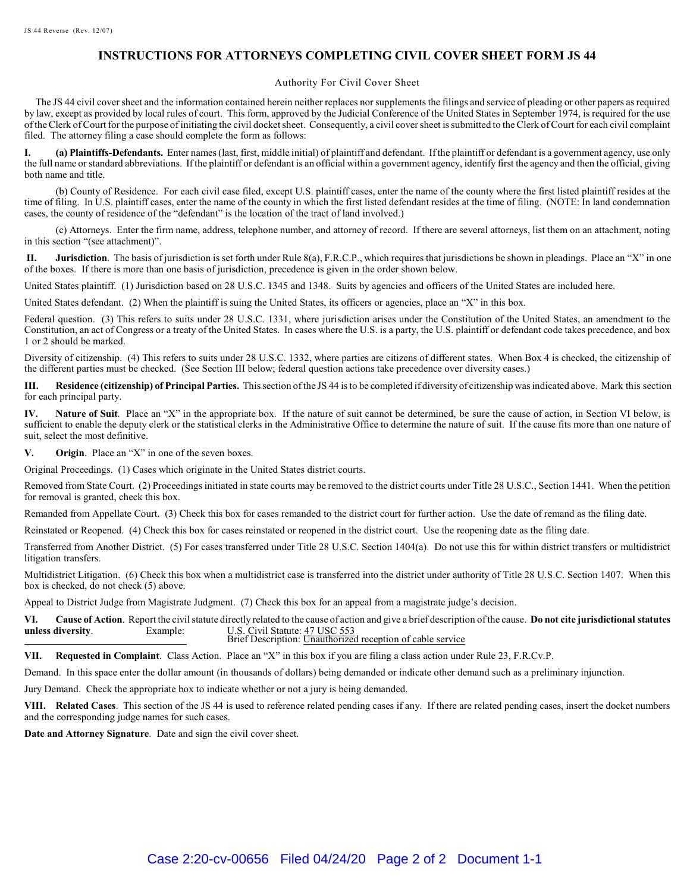JS 44 Reverse (Rev. 12/07)

# INSTRUCTIONS FOR ATTORNEYS COMPLETING CIVIL COVER SHEET FORM JS 44

Authority For Civil Cover Sheet

The JS 44 civil cover sheet and the information contained herein neither replaces nor supplements the filings and service of pleading or other papers as required by law, except as provided by local rules of court. This form, approved by the Judicial Conference of the United States in September 1974, is required for the use of the Clerk of Court for the purpose of initiating the civil docket sheet. Consequently, a civil cover sheet is submitted to the Clerk of Court for each civil complaint filed. The attorney filing a case should complete the form as follows:

**I. (a) Plaintiffs-Defendants.** Enter names (last, first, middle initial) of plaintiff and defendant. If the plaintiff or defendant is a government agency, use only the full name or standard abbreviations. If the plaintiff or defendant is an official within a government agency, identify first the agency and then the official, giving both name and title.

(b) County of Residence. For each civil case filed, except U.S. plaintiff cases, enter the name of the county where the first listed plaintiff resides at the time of filing. In U.S. plaintiff cases, enter the name of the county in which the first listed defendant resides at the time of filing. (NOTE: In land condemnation cases, the county of residence of the "defendant" is the location of the tract of land involved.)

(c) Attorneys. Enter the firm name, address, telephone number, and attorney of record. If there are several attorneys, list them on an attachment, noting in this section "(see attachment)".

**II. Jurisdiction**. The basis of jurisdiction is set forth under Rule 8(a), F.R.C.P., which requires that jurisdictions be shown in pleadings. Place an "X" in one of the boxes. If there is more than one basis of jurisdiction, precedence is given in the order shown below.

United States plaintiff. (1) Jurisdiction based on 28 U.S.C. 1345 and 1348. Suits by agencies and officers of the United States are included here.

United States defendant. (2) When the plaintiff is suing the United States, its officers or agencies, place an "X" in this box.

Federal question. (3) This refers to suits under 28 U.S.C. 1331, where jurisdiction arises under the Constitution of the United States, an amendment to the Constitution, an act of Congress or a treaty of the United States. In cases where the U.S. is a party, the U.S. plaintiff or defendant code takes precedence, and box 1 or 2 should be marked.

Diversity of citizenship. (4) This refers to suits under 28 U.S.C. 1332, where parties are citizens of different states. When Box 4 is checked, the citizenship of the different parties must be checked. (See Section III below; federal question actions take precedence over diversity cases.)

**III. Residence (citizenship) of Principal Parties.** This section of the JS 44 is to be completed if diversity of citizenship was indicated above. Mark this section for each principal party.

**IV. Nature of Suit**. Place an "X" in the appropriate box. If the nature of suit cannot be determined, be sure the cause of action, in Section VI below, is sufficient to enable the deputy clerk or the statistical clerks in the Administrative Office to determine the nature of suit. If the cause fits more than one nature of suit, select the most definitive.

**V. Origin**. Place an "X" in one of the seven boxes.

Original Proceedings. (1) Cases which originate in the United States district courts.

Removed from State Court. (2) Proceedings initiated in state courts may be removed to the district courts under Title 28 U.S.C., Section 1441. When the petition for removal is granted, check this box.

Remanded from Appellate Court. (3) Check this box for cases remanded to the district court for further action. Use the date of remand as the filing date.

Reinstated or Reopened. (4) Check this box for cases reinstated or reopened in the district court. Use the reopening date as the filing date.

Transferred from Another District. (5) For cases transferred under Title 28 U.S.C. Section 1404(a). Do not use this for within district transfers or multidistrict litigation transfers.

Multidistrict Litigation. (6) Check this box when a multidistrict case is transferred into the district under authority of Title 28 U.S.C. Section 1407. When this box is checked, do not check (5) above.

Appeal to District Judge from Magistrate Judgment. (7) Check this box for an appeal from a magistrate judge's decision.

**VI. Cause of Action**. Report the civil statute directly related to the cause of action and give a brief description of the cause. **Do not cite jurisdictional statutes unless diversity**. Example:

U.S. Civil Statute: 47 USC 553
Brief Description: Unauthorized reception of cable service

**VII. Requested in Complaint**. Class Action. Place an "X" in this box if you are filing a class action under Rule 23, F.R.Cv.P.

Demand. In this space enter the dollar amount (in thousands of dollars) being demanded or indicate other demand such as a preliminary injunction.

Jury Demand. Check the appropriate box to indicate whether or not a jury is being demanded.

**VIII. Related Cases**. This section of the JS 44 is used to reference related pending cases if any. If there are related pending cases, insert the docket numbers and the corresponding judge names for such cases.

**Date and Attorney Signature**. Date and sign the civil cover sheet.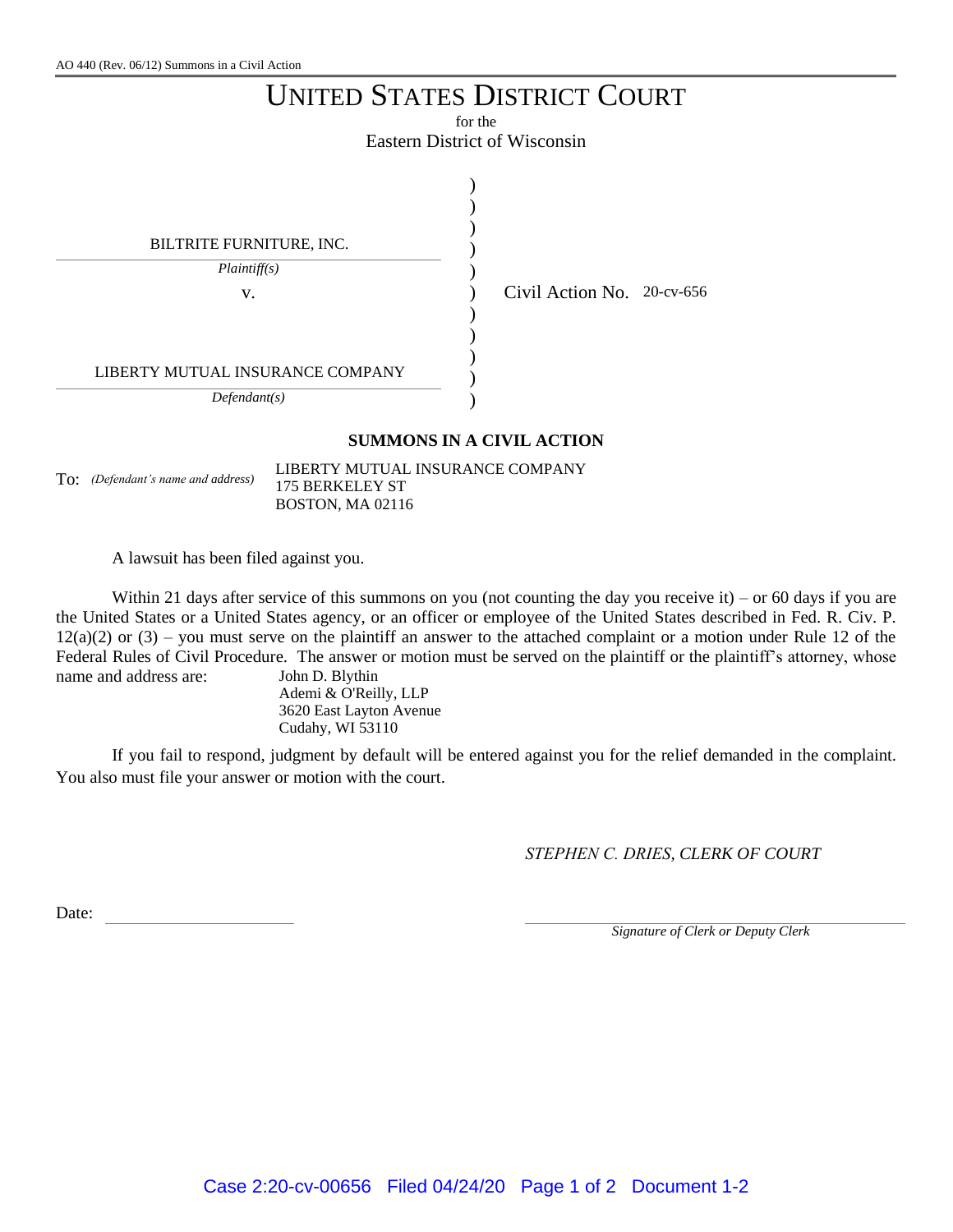AO 440 (Rev. 06/12) Summons in a Civil Action

# UNITED STATES DISTRICT COURT

for the

Eastern District of Wisconsin

BILTRITE FURNITURE, INC.

*Plaintiff(s)*

v.

LIBERTY MUTUAL INSURANCE COMPANY

*Defendant(s)*

Civil Action No. 20-cv-656

## SUMMONS IN A CIVIL ACTION

To: *(Defendant's name and address)* LIBERTY MUTUAL INSURANCE COMPANY
175 BERKELEY ST
BOSTON, MA 02116

A lawsuit has been filed against you.

Within 21 days after service of this summons on you (not counting the day you receive it) – or 60 days if you are the United States or a United States agency, or an officer or employee of the United States described in Fed. R. Civ. P. 12(a)(2) or (3) – you must serve on the plaintiff an answer to the attached complaint or a motion under Rule 12 of the Federal Rules of Civil Procedure. The answer or motion must be served on the plaintiff or the plaintiff's attorney, whose name and address are:

John D. Blythin
Ademi & O'Reilly, LLP
3620 East Layton Avenue
Cudahy, WI 53110

If you fail to respond, judgment by default will be entered against you for the relief demanded in the complaint. You also must file your answer or motion with the court.

*STEPHEN C. DRIES, CLERK OF COURT*

Date: \_\_\_\_\_\_\_\_\_\_\_\_\_\_\_\_\_\_\_\_

\_\_\_\_\_\_\_\_\_\_\_\_\_\_\_\_\_\_\_\_\_\_\_\_\_\_\_\_\_\_
*Signature of Clerk or Deputy Clerk*

Case 2:20-cv-00656 Filed 04/24/20 Page 1 of 2 Document 1-2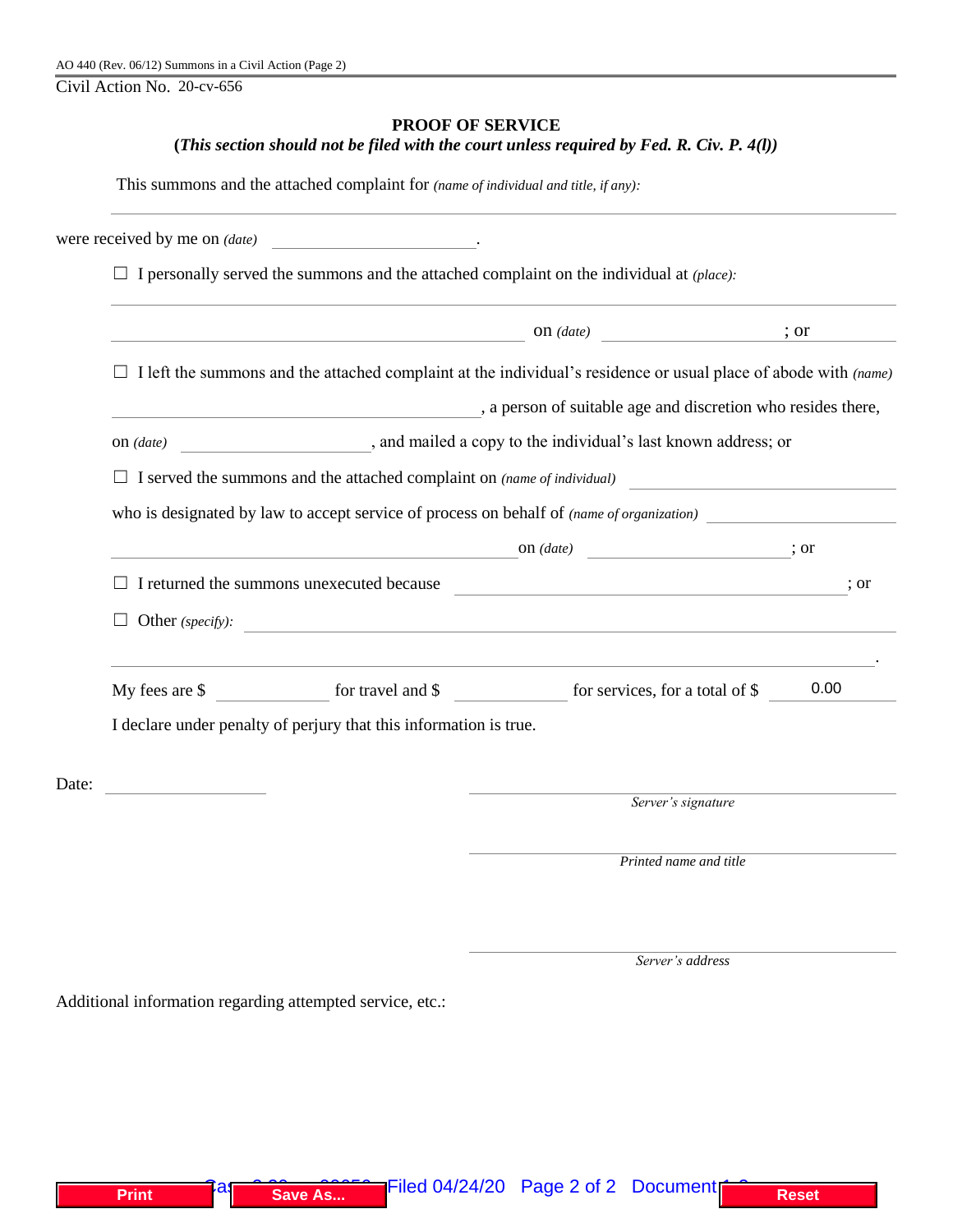AO 440 (Rev. 06/12) Summons in a Civil Action (Page 2)

Civil Action No. 20-cv-656

## PROOF OF SERVICE

**(*This section should not be filed with the court unless required by Fed. R. Civ. P. 4(l)*)**

This summons and the attached complaint for *(name of individual and title, if any)*: \_\_\_\_\_\_\_\_\_\_\_\_\_\_\_\_\_\_\_\_

were received by me on *(date)* \_\_\_\_\_\_\_\_\_\_\_\_\_\_\_\_.

☐ I personally served the summons and the attached complaint on the individual at *(place)*: \_\_\_\_\_\_\_\_\_\_\_\_\_\_\_\_\_\_\_\_ on *(date)* \_\_\_\_\_\_\_\_\_\_\_\_ ; or

☐ I left the summons and the attached complaint at the individual's residence or usual place of abode with *(name)* \_\_\_\_\_\_\_\_\_\_\_\_\_\_\_\_\_\_\_\_, a person of suitable age and discretion who resides there, on *(date)* \_\_\_\_\_\_\_\_\_\_\_\_, and mailed a copy to the individual's last known address; or

☐ I served the summons and the attached complaint on *(name of individual)* \_\_\_\_\_\_\_\_\_\_\_\_\_\_\_\_\_\_\_\_ who is designated by law to accept service of process on behalf of *(name of organization)* \_\_\_\_\_\_\_\_\_\_\_\_\_\_\_\_\_\_\_\_ on *(date)* \_\_\_\_\_\_\_\_\_\_\_\_ ; or

☐ I returned the summons unexecuted because \_\_\_\_\_\_\_\_\_\_\_\_\_\_\_\_\_\_\_\_ ; or

☐ Other *(specify)*: \_\_\_\_\_\_\_\_\_\_\_\_\_\_\_\_\_\_\_\_.

My fees are $ \_\_\_\_\_\_ for travel and $ \_\_\_\_\_\_ for services, for a total of $ 0.00

I declare under penalty of perjury that this information is true.

Date: \_\_\_\_\_\_\_\_\_\_\_\_

\_\_\_\_\_\_\_\_\_\_\_\_\_\_\_\_\_\_\_\_
*Server's signature*

\_\_\_\_\_\_\_\_\_\_\_\_\_\_\_\_\_\_\_\_
*Printed name and title*

\_\_\_\_\_\_\_\_\_\_\_\_\_\_\_\_\_\_\_\_
*Server's address*

Additional information regarding attempted service, etc.: